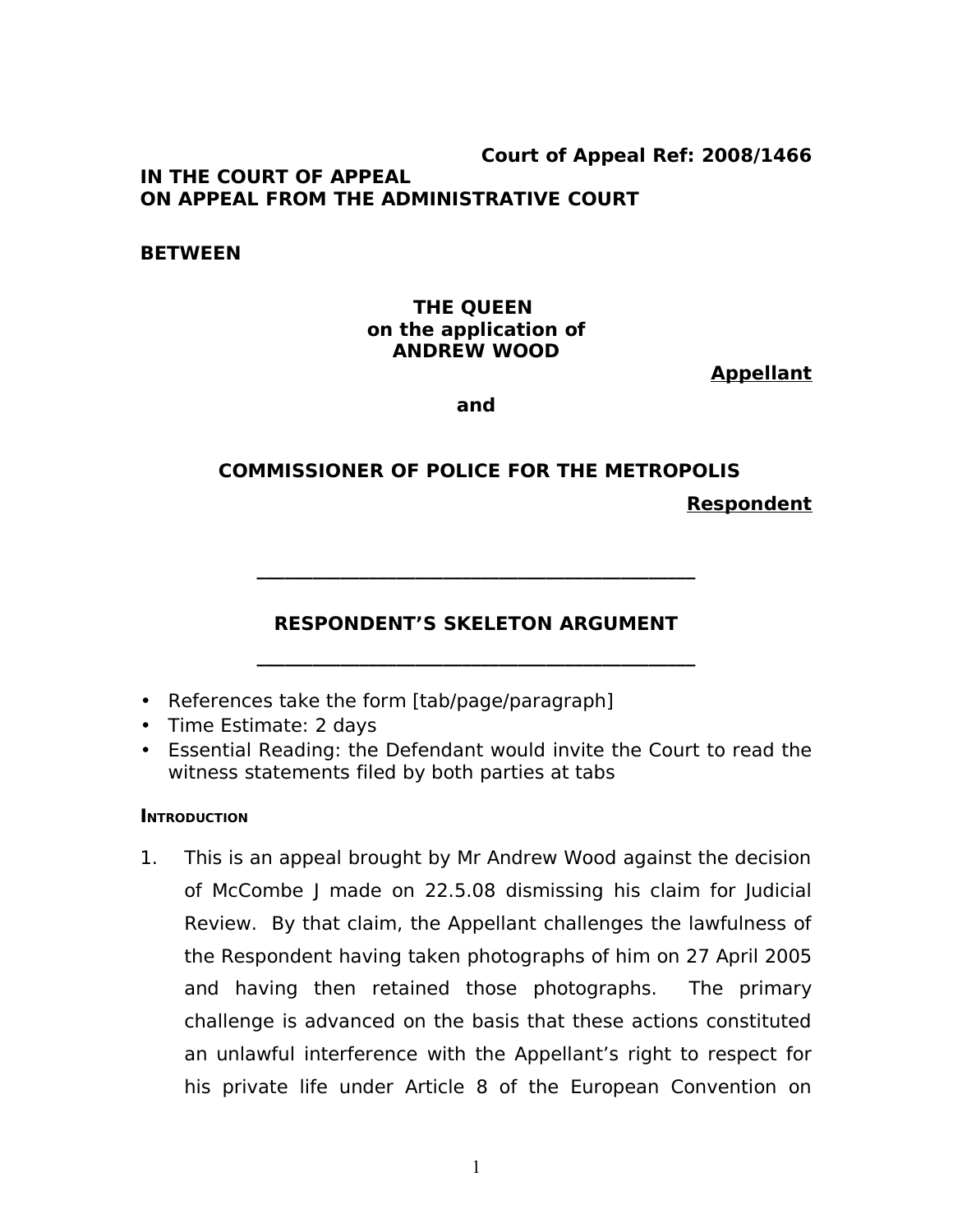**Court of Appeal Ref: 2008/1466**

**IN THE COURT OF APPEAL**
**ON APPEAL FROM THE ADMINISTRATIVE COURT**

**BETWEEN**

**THE QUEEN**
**on the application of**
**ANDREW WOOD**

**Appellant**

**and**

**COMMISSIONER OF POLICE FOR THE METROPOLIS**

**Respondent**

---

**RESPONDENT'S SKELETON ARGUMENT**

---

- References take the form [tab/page/paragraph]
- Time Estimate: 2 days
- Essential Reading: the Defendant would invite the Court to read the witness statements filed by both parties at tabs

**INTRODUCTION**

1. This is an appeal brought by Mr Andrew Wood against the decision of McCombe J made on 22.5.08 dismissing his claim for Judicial Review. By that claim, the Appellant challenges the lawfulness of the Respondent having taken photographs of him on 27 April 2005 and having then retained those photographs. The primary challenge is advanced on the basis that these actions constituted an unlawful interference with the Appellant's right to respect for his private life under Article 8 of the European Convention on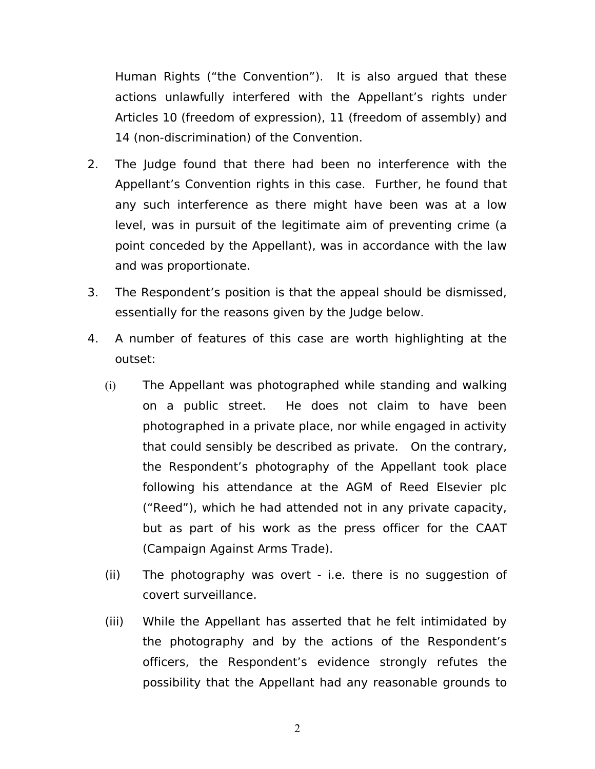Human Rights ("the Convention"). It is also argued that these actions unlawfully interfered with the Appellant's rights under Articles 10 (freedom of expression), 11 (freedom of assembly) and 14 (non-discrimination) of the Convention.

2. The Judge found that there had been no interference with the Appellant's Convention rights in this case. Further, he found that any such interference as there might have been was at a low level, was in pursuit of the legitimate aim of preventing crime (a point conceded by the Appellant), was in accordance with the law and was proportionate.

3. The Respondent's position is that the appeal should be dismissed, essentially for the reasons given by the Judge below.

4. A number of features of this case are worth highlighting at the outset:

   (i) The Appellant was photographed while standing and walking on a public street. He does not claim to have been photographed in a private place, nor while engaged in activity that could sensibly be described as private. On the contrary, the Respondent's photography of the Appellant took place following his attendance at the AGM of Reed Elsevier plc ("Reed"), which he had attended not in any private capacity, but as part of his work as the press officer for the CAAT (Campaign Against Arms Trade).

   (ii) The photography was overt - i.e. there is no suggestion of covert surveillance.

   (iii) While the Appellant has asserted that he felt intimidated by the photography and by the actions of the Respondent's officers, the Respondent's evidence strongly refutes the possibility that the Appellant had any reasonable grounds to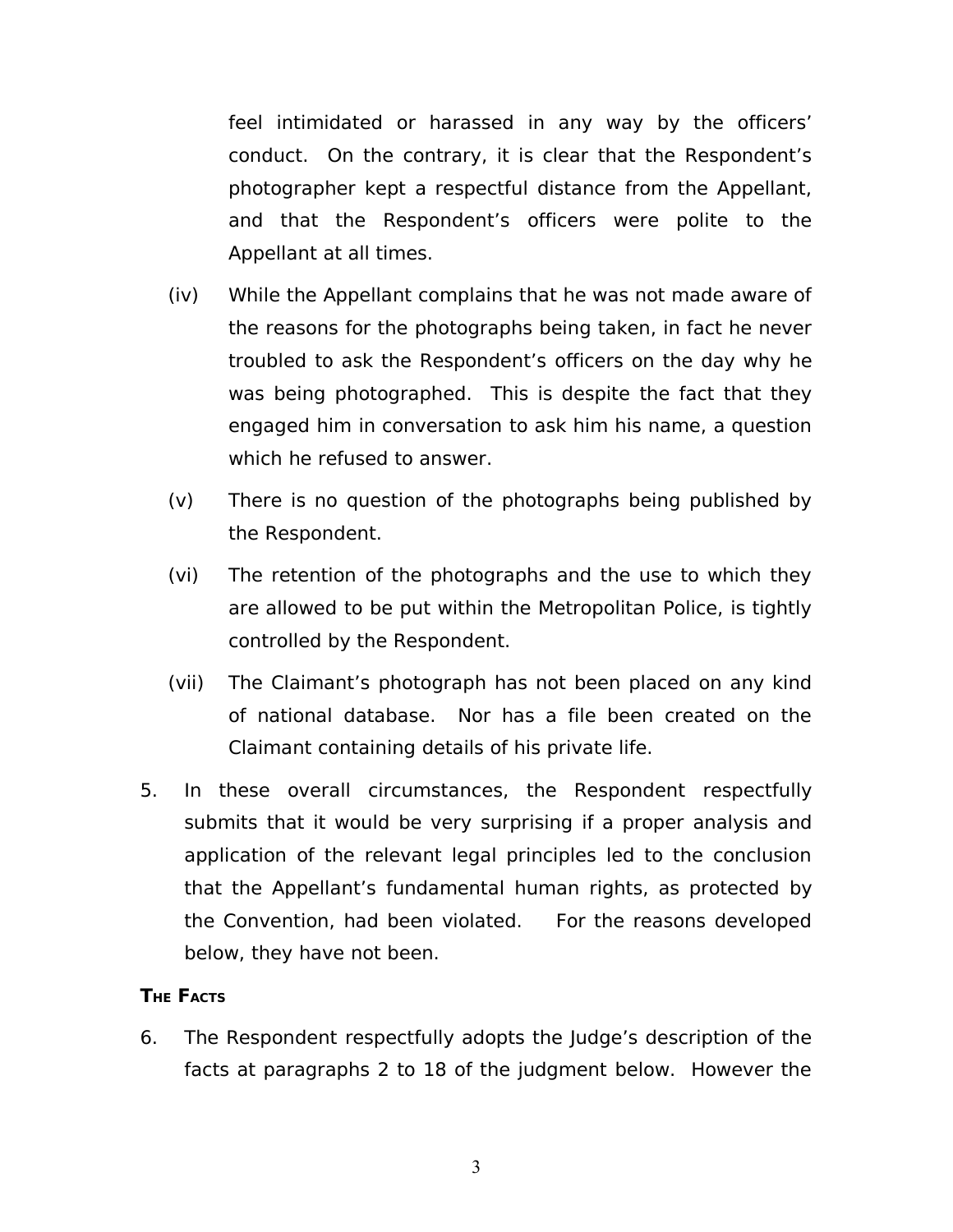feel intimidated or harassed in any way by the officers' conduct. On the contrary, it is clear that the Respondent's photographer kept a respectful distance from the Appellant, and that the Respondent's officers were polite to the Appellant at all times.

(iv) While the Appellant complains that he was not made aware of the reasons for the photographs being taken, in fact he never troubled to ask the Respondent's officers on the day why he was being photographed. This is despite the fact that they engaged him in conversation to ask him his name, a question which he refused to answer.

(v) There is no question of the photographs being published by the Respondent.

(vi) The retention of the photographs and the use to which they are allowed to be put within the Metropolitan Police, is tightly controlled by the Respondent.

(vii) The Claimant's photograph has not been placed on any kind of national database. Nor has a file been created on the Claimant containing details of his private life.

5. In these overall circumstances, the Respondent respectfully submits that it would be very surprising if a proper analysis and application of the relevant legal principles led to the conclusion that the Appellant's fundamental human rights, as protected by the Convention, had been violated. For the reasons developed below, they have not been.

**THE FACTS**

6. The Respondent respectfully adopts the Judge's description of the facts at paragraphs 2 to 18 of the judgment below. However the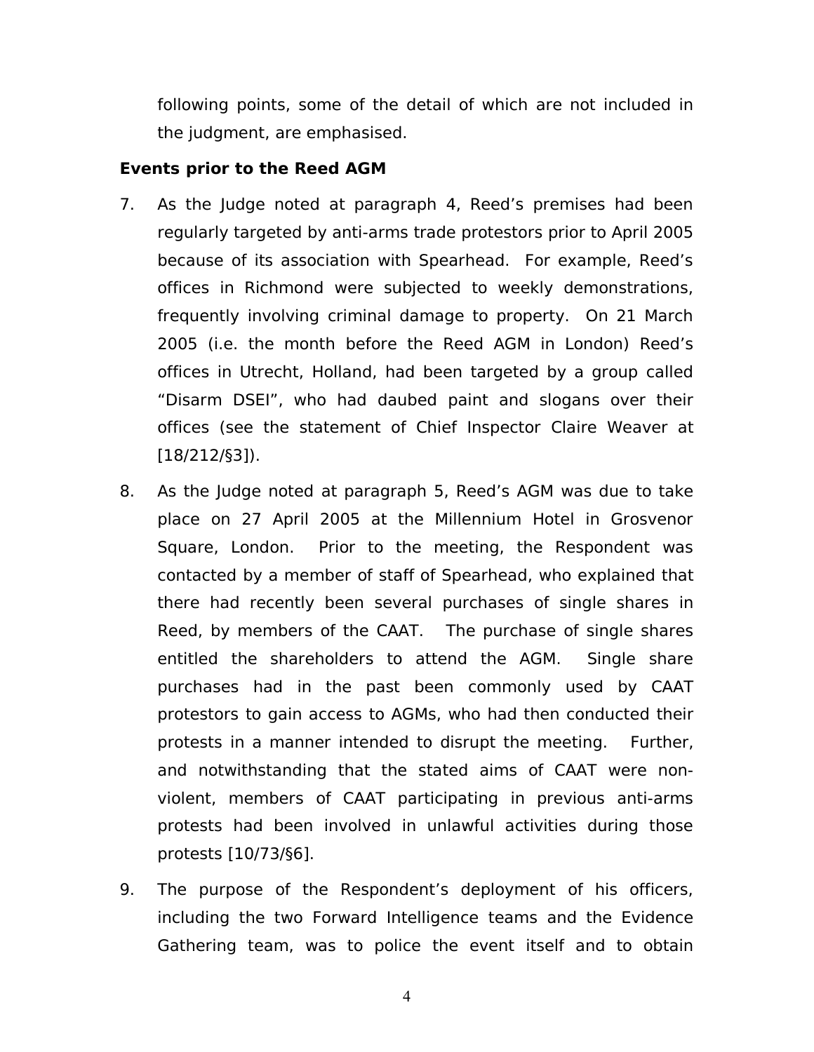following points, some of the detail of which are not included in the judgment, are emphasised.

**Events prior to the Reed AGM**

7. As the Judge noted at paragraph 4, Reed's premises had been regularly targeted by anti-arms trade protestors prior to April 2005 because of its association with Spearhead. For example, Reed's offices in Richmond were subjected to weekly demonstrations, frequently involving criminal damage to property. On 21 March 2005 (i.e. the month before the Reed AGM in London) Reed's offices in Utrecht, Holland, had been targeted by a group called "Disarm DSEI", who had daubed paint and slogans over their offices (see the statement of Chief Inspector Claire Weaver at [18/212/§3]).

8. As the Judge noted at paragraph 5, Reed's AGM was due to take place on 27 April 2005 at the Millennium Hotel in Grosvenor Square, London. Prior to the meeting, the Respondent was contacted by a member of staff of Spearhead, who explained that there had recently been several purchases of single shares in Reed, by members of the CAAT. The purchase of single shares entitled the shareholders to attend the AGM. Single share purchases had in the past been commonly used by CAAT protestors to gain access to AGMs, who had then conducted their protests in a manner intended to disrupt the meeting. Further, and notwithstanding that the stated aims of CAAT were non-violent, members of CAAT participating in previous anti-arms protests had been involved in unlawful activities during those protests [10/73/§6].

9. The purpose of the Respondent's deployment of his officers, including the two Forward Intelligence teams and the Evidence Gathering team, was to police the event itself and to obtain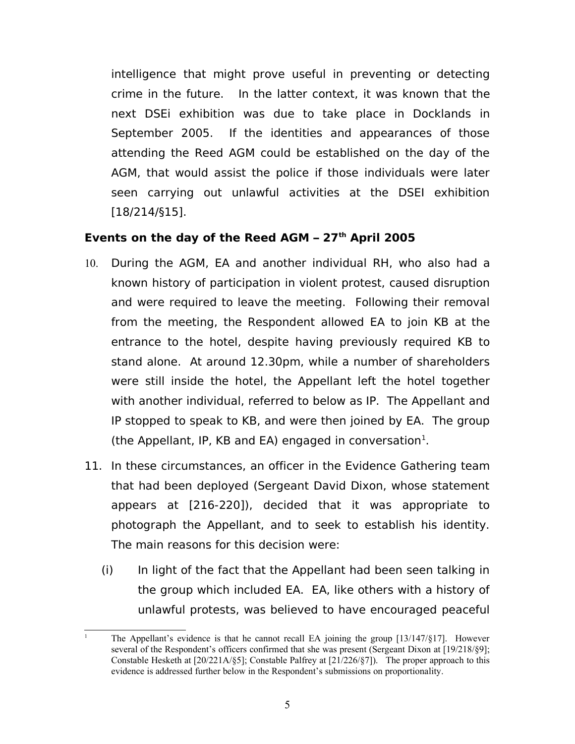intelligence that might prove useful in preventing or detecting crime in the future. In the latter context, it was known that the next DSEi exhibition was due to take place in Docklands in September 2005. If the identities and appearances of those attending the Reed AGM could be established on the day of the AGM, that would assist the police if those individuals were later seen carrying out unlawful activities at the DSEI exhibition [18/214/§15].

**Events on the day of the Reed AGM – 27th April 2005**

10. During the AGM, EA and another individual RH, who also had a known history of participation in violent protest, caused disruption and were required to leave the meeting. Following their removal from the meeting, the Respondent allowed EA to join KB at the entrance to the hotel, despite having previously required KB to stand alone. At around 12.30pm, while a number of shareholders were still inside the hotel, the Appellant left the hotel together with another individual, referred to below as IP. The Appellant and IP stopped to speak to KB, and were then joined by EA. The group (the Appellant, IP, KB and EA) engaged in conversation[1].

11. In these circumstances, an officer in the Evidence Gathering team that had been deployed (Sergeant David Dixon, whose statement appears at [216-220]), decided that it was appropriate to photograph the Appellant, and to seek to establish his identity. The main reasons for this decision were:

    (i) In light of the fact that the Appellant had been seen talking in the group which included EA. EA, like others with a history of unlawful protests, was believed to have encouraged peaceful

[1] The Appellant's evidence is that he cannot recall EA joining the group [13/147/§17]. However several of the Respondent's officers confirmed that she was present (Sergeant Dixon at [19/218/§9]; Constable Hesketh at [20/221A/§5]; Constable Palfrey at [21/226/§7]). The proper approach to this evidence is addressed further below in the Respondent's submissions on proportionality.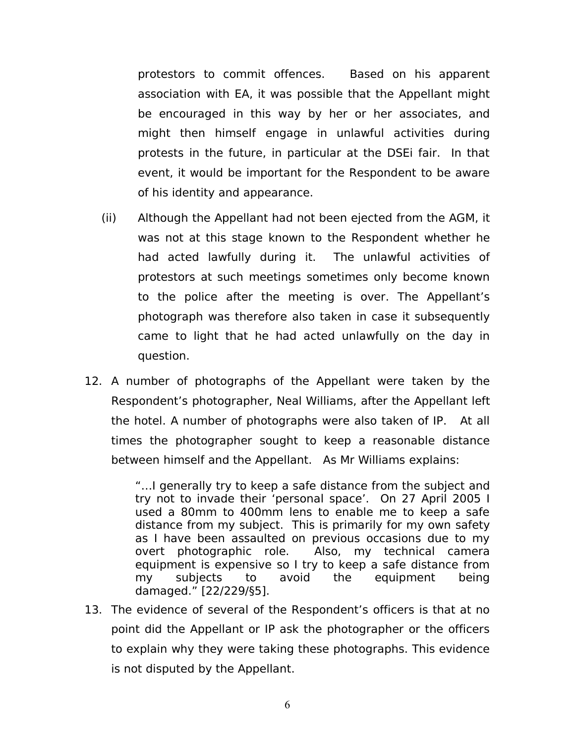protestors to commit offences. Based on his apparent association with EA, it was possible that the Appellant might be encouraged in this way by her or her associates, and might then himself engage in unlawful activities during protests in the future, in particular at the DSEi fair. In that event, it would be important for the Respondent to be aware of his identity and appearance.

(ii) Although the Appellant had not been ejected from the AGM, it was not at this stage known to the Respondent whether he had acted lawfully during it. The unlawful activities of protestors at such meetings sometimes only become known to the police after the meeting is over. The Appellant's photograph was therefore also taken in case it subsequently came to light that he had acted unlawfully on the day in question.

12. A number of photographs of the Appellant were taken by the Respondent's photographer, Neal Williams, after the Appellant left the hotel. A number of photographs were also taken of IP. At all times the photographer sought to keep a reasonable distance between himself and the Appellant. As Mr Williams explains:

> "…I generally try to keep a safe distance from the subject and try not to invade their 'personal space'. On 27 April 2005 I used a 80mm to 400mm lens to enable me to keep a safe distance from my subject. This is primarily for my own safety as I have been assaulted on previous occasions due to my overt photographic role. Also, my technical camera equipment is expensive so I try to keep a safe distance from my subjects to avoid the equipment being damaged." [22/229/§5].

13. The evidence of several of the Respondent's officers is that at no point did the Appellant or IP ask the photographer or the officers to explain why they were taking these photographs. This evidence is not disputed by the Appellant.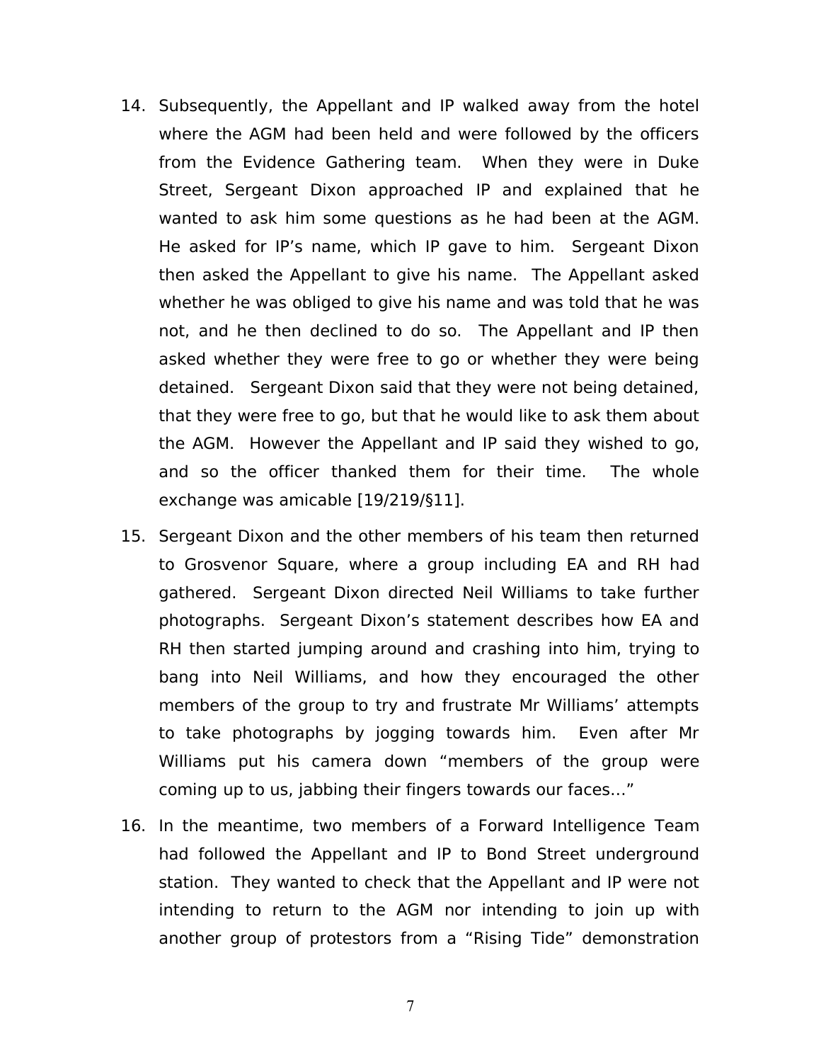14. Subsequently, the Appellant and IP walked away from the hotel where the AGM had been held and were followed by the officers from the Evidence Gathering team. When they were in Duke Street, Sergeant Dixon approached IP and explained that he wanted to ask him some questions as he had been at the AGM. He asked for IP's name, which IP gave to him. Sergeant Dixon then asked the Appellant to give his name. The Appellant asked whether he was obliged to give his name and was told that he was not, and he then declined to do so. The Appellant and IP then asked whether they were free to go or whether they were being detained. Sergeant Dixon said that they were not being detained, that they were free to go, but that he would like to ask them about the AGM. However the Appellant and IP said they wished to go, and so the officer thanked them for their time. The whole exchange was amicable [19/219/§11].

15. Sergeant Dixon and the other members of his team then returned to Grosvenor Square, where a group including EA and RH had gathered. Sergeant Dixon directed Neil Williams to take further photographs. Sergeant Dixon's statement describes how EA and RH then started jumping around and crashing into him, trying to bang into Neil Williams, and how they encouraged the other members of the group to try and frustrate Mr Williams' attempts to take photographs by jogging towards him. Even after Mr Williams put his camera down "members of the group were coming up to us, jabbing their fingers towards our faces…"

16. In the meantime, two members of a Forward Intelligence Team had followed the Appellant and IP to Bond Street underground station. They wanted to check that the Appellant and IP were not intending to return to the AGM nor intending to join up with another group of protestors from a "Rising Tide" demonstration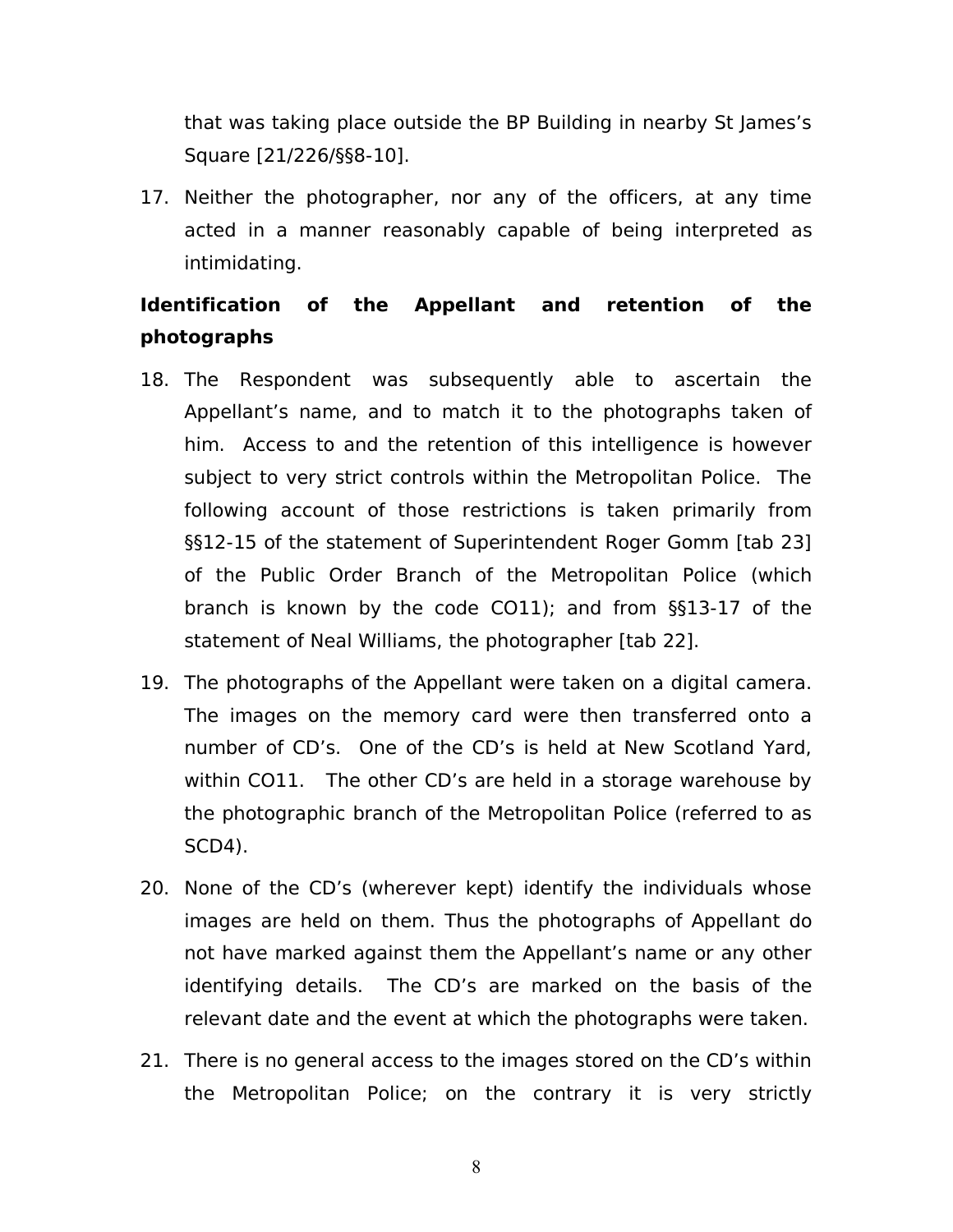that was taking place outside the BP Building in nearby St James's Square [21/226/§§8-10].

17. Neither the photographer, nor any of the officers, at any time acted in a manner reasonably capable of being interpreted as intimidating.

**Identification of the Appellant and retention of the photographs**

18. The Respondent was subsequently able to ascertain the Appellant's name, and to match it to the photographs taken of him. Access to and the retention of this intelligence is however subject to very strict controls within the Metropolitan Police. The following account of those restrictions is taken primarily from §§12-15 of the statement of Superintendent Roger Gomm [tab 23] of the Public Order Branch of the Metropolitan Police (which branch is known by the code CO11); and from §§13-17 of the statement of Neal Williams, the photographer [tab 22].

19. The photographs of the Appellant were taken on a digital camera. The images on the memory card were then transferred onto a number of CD's. One of the CD's is held at New Scotland Yard, within CO11. The other CD's are held in a storage warehouse by the photographic branch of the Metropolitan Police (referred to as SCD4).

20. None of the CD's (wherever kept) identify the individuals whose images are held on them. Thus the photographs of Appellant do not have marked against them the Appellant's name or any other identifying details. The CD's are marked on the basis of the relevant date and the event at which the photographs were taken.

21. There is no general access to the images stored on the CD's within the Metropolitan Police; on the contrary it is very strictly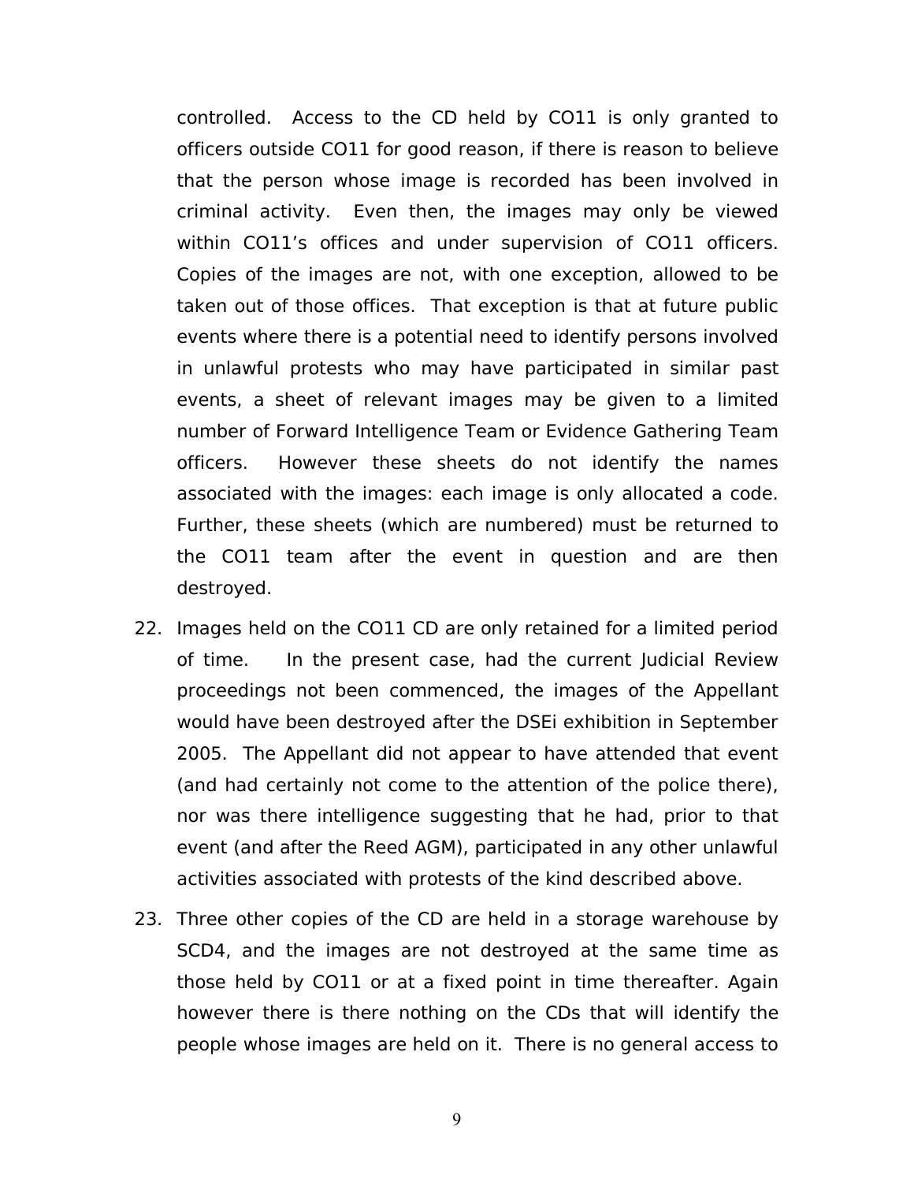controlled. Access to the CD held by CO11 is only granted to officers outside CO11 for good reason, if there is reason to believe that the person whose image is recorded has been involved in criminal activity. Even then, the images may only be viewed within CO11's offices and under supervision of CO11 officers. Copies of the images are not, with one exception, allowed to be taken out of those offices. That exception is that at future public events where there is a potential need to identify persons involved in unlawful protests who may have participated in similar past events, a sheet of relevant images may be given to a limited number of Forward Intelligence Team or Evidence Gathering Team officers. However these sheets do not identify the names associated with the images: each image is only allocated a code. Further, these sheets (which are numbered) must be returned to the CO11 team after the event in question and are then destroyed.

22. Images held on the CO11 CD are only retained for a limited period of time. In the present case, had the current Judicial Review proceedings not been commenced, the images of the Appellant would have been destroyed after the DSEi exhibition in September 2005. The Appellant did not appear to have attended that event (and had certainly not come to the attention of the police there), nor was there intelligence suggesting that he had, prior to that event (and after the Reed AGM), participated in any other unlawful activities associated with protests of the kind described above.

23. Three other copies of the CD are held in a storage warehouse by SCD4, and the images are not destroyed at the same time as those held by CO11 or at a fixed point in time thereafter. Again however there is there nothing on the CDs that will identify the people whose images are held on it. There is no general access to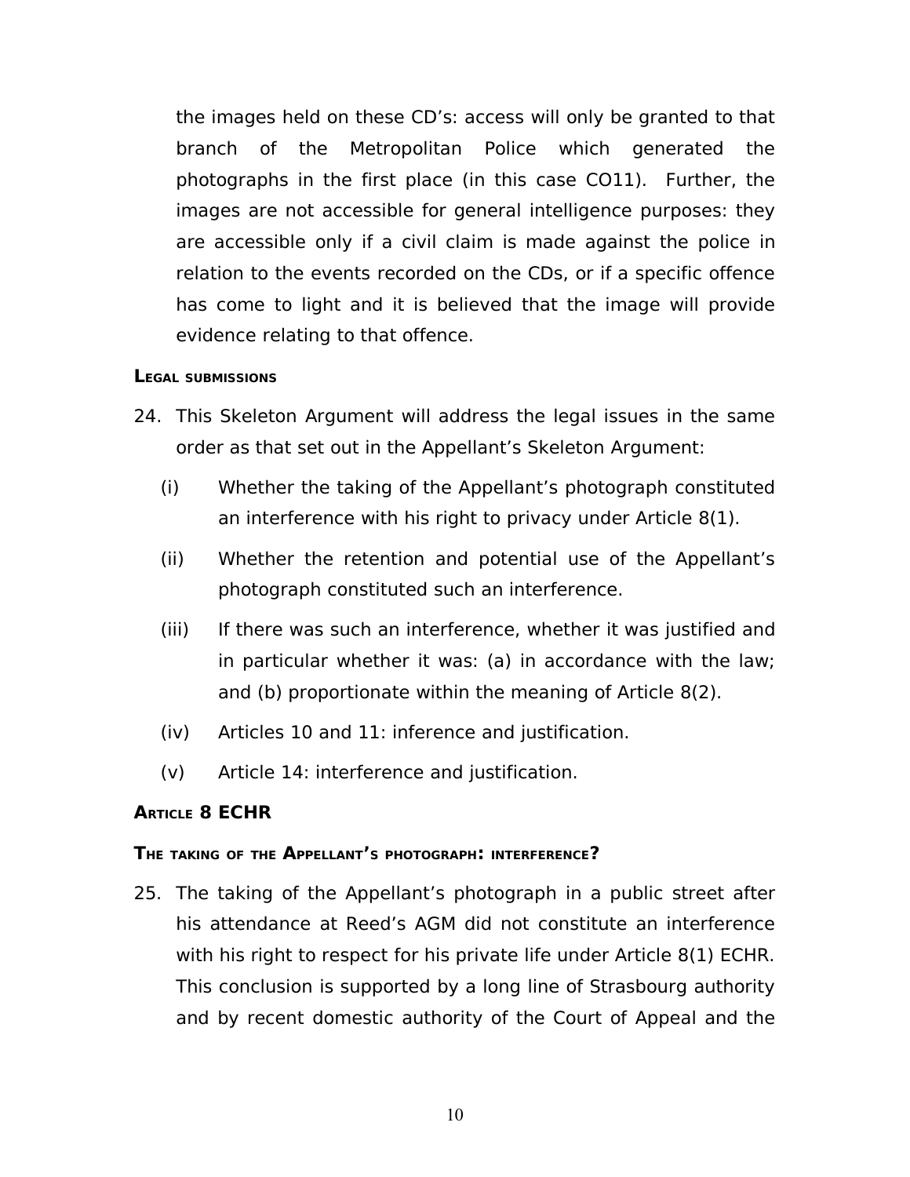the images held on these CD's: access will only be granted to that branch of the Metropolitan Police which generated the photographs in the first place (in this case CO11). Further, the images are not accessible for general intelligence purposes: they are accessible only if a civil claim is made against the police in relation to the events recorded on the CDs, or if a specific offence has come to light and it is believed that the image will provide evidence relating to that offence.

**LEGAL SUBMISSIONS**

24. This Skeleton Argument will address the legal issues in the same order as that set out in the Appellant's Skeleton Argument:

    (i) Whether the taking of the Appellant's photograph constituted an interference with his right to privacy under Article 8(1).

    (ii) Whether the retention and potential use of the Appellant's photograph constituted such an interference.

    (iii) If there was such an interference, whether it was justified and in particular whether it was: (a) in accordance with the law; and (b) proportionate within the meaning of Article 8(2).

    (iv) Articles 10 and 11: inference and justification.

    (v) Article 14: interference and justification.

## ARTICLE 8 ECHR

### THE TAKING OF THE APPELLANT'S PHOTOGRAPH: INTERFERENCE?

25. The taking of the Appellant's photograph in a public street after his attendance at Reed's AGM did not constitute an interference with his right to respect for his private life under Article 8(1) ECHR. This conclusion is supported by a long line of Strasbourg authority and by recent domestic authority of the Court of Appeal and the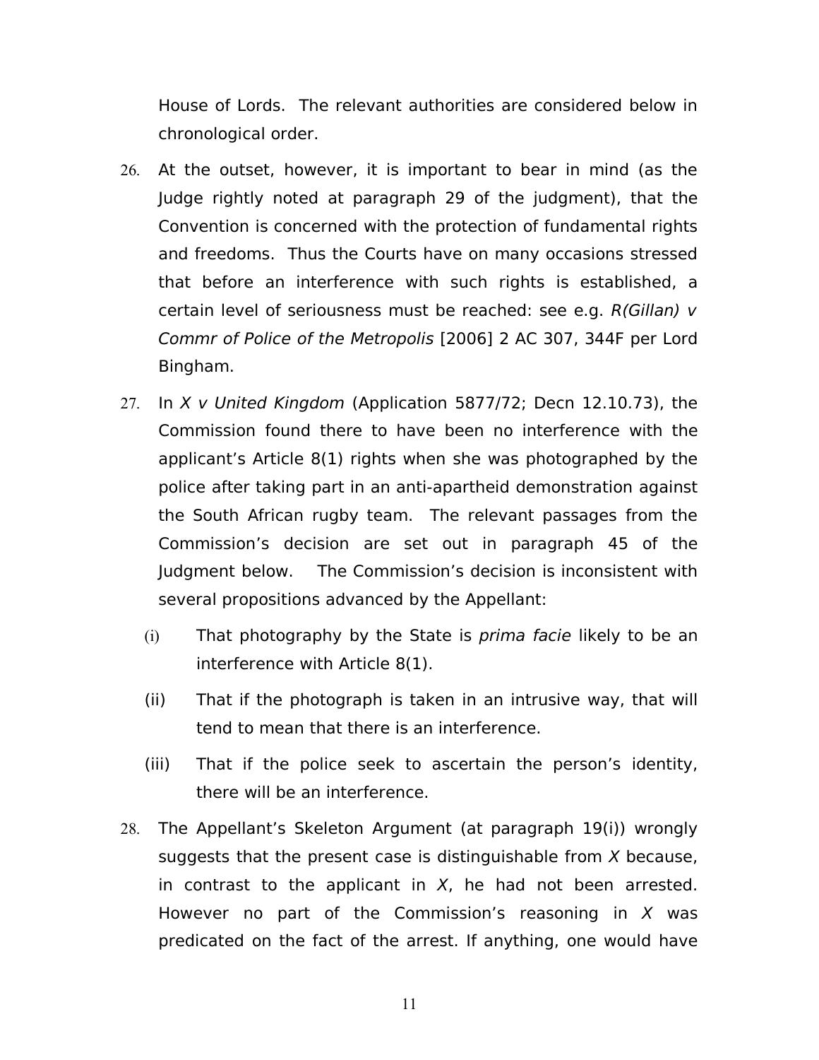House of Lords. The relevant authorities are considered below in chronological order.

26. At the outset, however, it is important to bear in mind (as the Judge rightly noted at paragraph 29 of the judgment), that the Convention is concerned with the protection of fundamental rights and freedoms. Thus the Courts have on many occasions stressed that before an interference with such rights is established, a certain level of seriousness must be reached: see e.g. *R(Gillan) v Commr of Police of the Metropolis* [2006] 2 AC 307, 344F per Lord Bingham.

27. In *X v United Kingdom* (Application 5877/72; Decn 12.10.73), the Commission found there to have been no interference with the applicant's Article 8(1) rights when she was photographed by the police after taking part in an anti-apartheid demonstration against the South African rugby team. The relevant passages from the Commission's decision are set out in paragraph 45 of the Judgment below. The Commission's decision is inconsistent with several propositions advanced by the Appellant:

    (i) That photography by the State is *prima facie* likely to be an interference with Article 8(1).

    (ii) That if the photograph is taken in an intrusive way, that will tend to mean that there is an interference.

    (iii) That if the police seek to ascertain the person's identity, there will be an interference.

28. The Appellant's Skeleton Argument (at paragraph 19(i)) wrongly suggests that the present case is distinguishable from *X* because, in contrast to the applicant in *X*, he had not been arrested. However no part of the Commission's reasoning in *X* was predicated on the fact of the arrest. If anything, one would have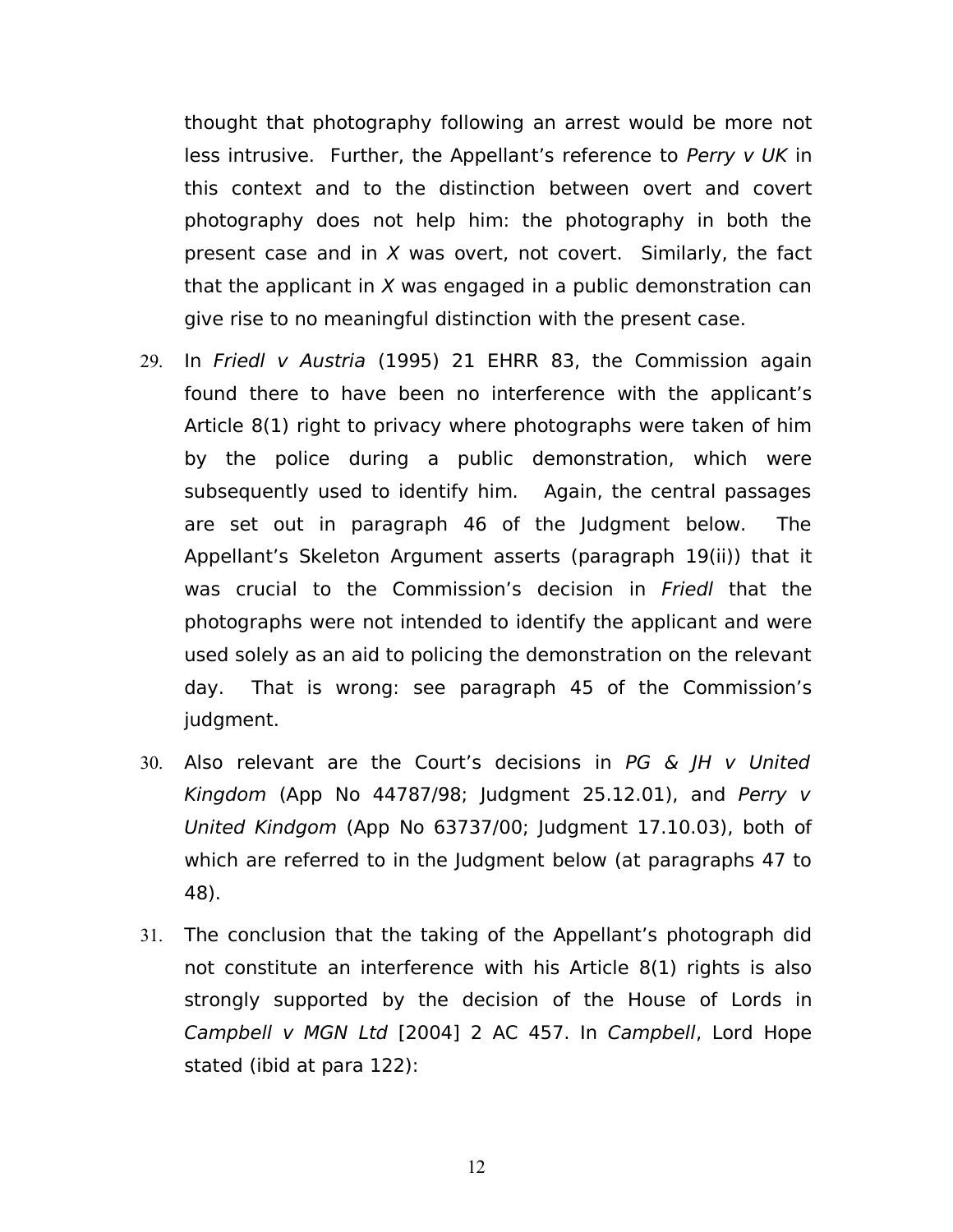thought that photography following an arrest would be more not less intrusive. Further, the Appellant's reference to *Perry v UK* in this context and to the distinction between overt and covert photography does not help him: the photography in both the present case and in *X* was overt, not covert. Similarly, the fact that the applicant in *X* was engaged in a public demonstration can give rise to no meaningful distinction with the present case.

29. In *Friedl v Austria* (1995) 21 EHRR 83, the Commission again found there to have been no interference with the applicant's Article 8(1) right to privacy where photographs were taken of him by the police during a public demonstration, which were subsequently used to identify him. Again, the central passages are set out in paragraph 46 of the Judgment below. The Appellant's Skeleton Argument asserts (paragraph 19(ii)) that it was crucial to the Commission's decision in *Friedl* that the photographs were not intended to identify the applicant and were used solely as an aid to policing the demonstration on the relevant day. That is wrong: see paragraph 45 of the Commission's judgment.

30. Also relevant are the Court's decisions in *PG & JH v United Kingdom* (App No 44787/98; Judgment 25.12.01), and *Perry v United Kindgom* (App No 63737/00; Judgment 17.10.03), both of which are referred to in the Judgment below (at paragraphs 47 to 48).

31. The conclusion that the taking of the Appellant's photograph did not constitute an interference with his Article 8(1) rights is also strongly supported by the decision of the House of Lords in *Campbell v MGN Ltd* [2004] 2 AC 457. In *Campbell*, Lord Hope stated (ibid at para 122):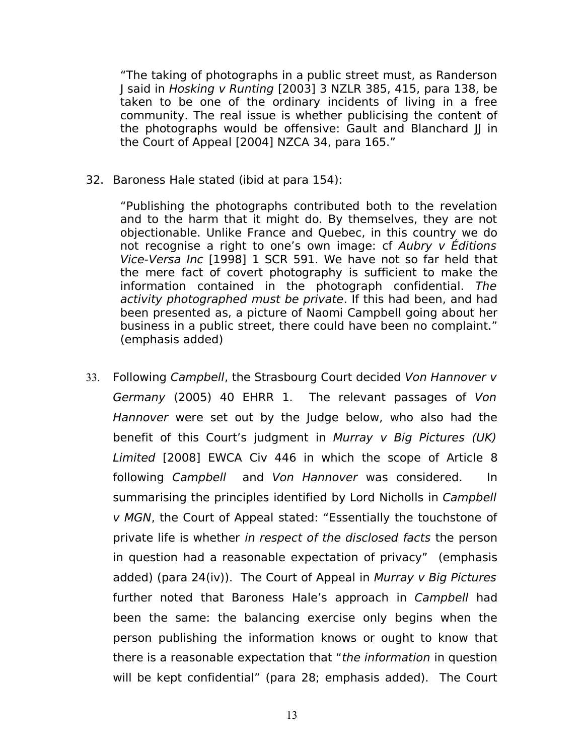> "The taking of photographs in a public street must, as Randerson J said in *Hosking v Runting* [2003] 3 NZLR 385, 415, para 138, be taken to be one of the ordinary incidents of living in a free community. The real issue is whether publicising the content of the photographs would be offensive: Gault and Blanchard JJ in the Court of Appeal [2004] NZCA 34, para 165."

32. Baroness Hale stated (ibid at para 154):

> "Publishing the photographs contributed both to the revelation and to the harm that it might do. By themselves, they are not objectionable. Unlike France and Quebec, in this country we do not recognise a right to one's own image: cf *Aubry v Éditions Vice-Versa Inc* [1998] 1 SCR 591. We have not so far held that the mere fact of covert photography is sufficient to make the information contained in the photograph confidential. *The activity photographed must be private*. If this had been, and had been presented as, a picture of Naomi Campbell going about her business in a public street, there could have been no complaint." (emphasis added)

33. Following *Campbell*, the Strasbourg Court decided *Von Hannover v Germany* (2005) 40 EHRR 1. The relevant passages of *Von Hannover* were set out by the Judge below, who also had the benefit of this Court's judgment in *Murray v Big Pictures (UK) Limited* [2008] EWCA Civ 446 in which the scope of Article 8 following *Campbell* and *Von Hannover* was considered. In summarising the principles identified by Lord Nicholls in *Campbell v MGN*, the Court of Appeal stated: "Essentially the touchstone of private life is whether *in respect of the disclosed facts* the person in question had a reasonable expectation of privacy" (emphasis added) (para 24(iv)). The Court of Appeal in *Murray v Big Pictures* further noted that Baroness Hale's approach in *Campbell* had been the same: the balancing exercise only begins when the person publishing the information knows or ought to know that there is a reasonable expectation that "*the information* in question will be kept confidential" (para 28; emphasis added). The Court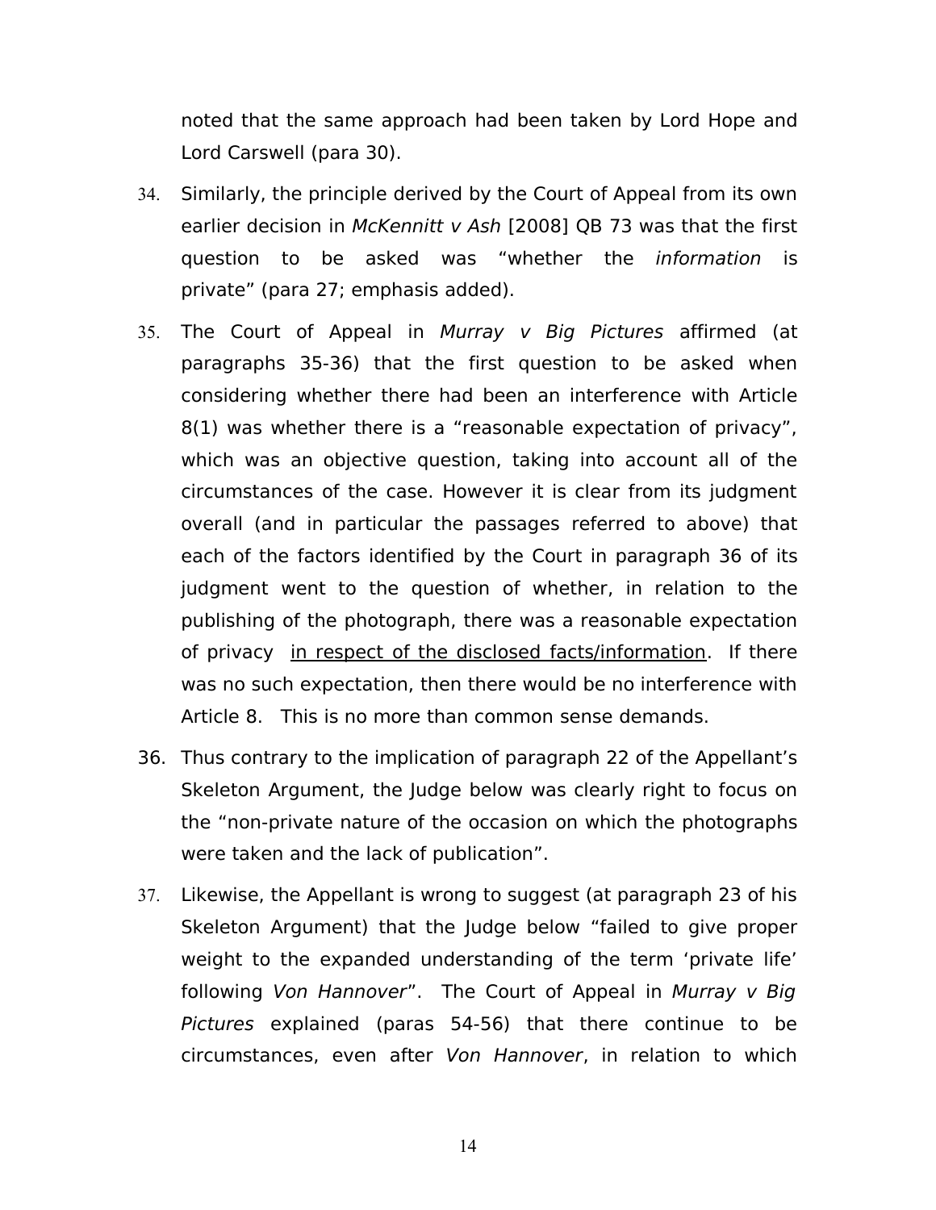noted that the same approach had been taken by Lord Hope and Lord Carswell (para 30).

34. Similarly, the principle derived by the Court of Appeal from its own earlier decision in *McKennitt v Ash* [2008] QB 73 was that the first question to be asked was "whether the *information* is private" (para 27; emphasis added).

35. The Court of Appeal in *Murray v Big Pictures* affirmed (at paragraphs 35-36) that the first question to be asked when considering whether there had been an interference with Article 8(1) was whether there is a "reasonable expectation of privacy", which was an objective question, taking into account all of the circumstances of the case. However it is clear from its judgment overall (and in particular the passages referred to above) that each of the factors identified by the Court in paragraph 36 of its judgment went to the question of whether, in relation to the publishing of the photograph, there was a reasonable expectation of privacy <u>in respect of the disclosed facts/information</u>. If there was no such expectation, then there would be no interference with Article 8. This is no more than common sense demands.

36. Thus contrary to the implication of paragraph 22 of the Appellant's Skeleton Argument, the Judge below was clearly right to focus on the "non-private nature of the occasion on which the photographs were taken and the lack of publication".

37. Likewise, the Appellant is wrong to suggest (at paragraph 23 of his Skeleton Argument) that the Judge below "failed to give proper weight to the expanded understanding of the term 'private life' following *Von Hannover*". The Court of Appeal in *Murray v Big Pictures* explained (paras 54-56) that there continue to be circumstances, even after *Von Hannover*, in relation to which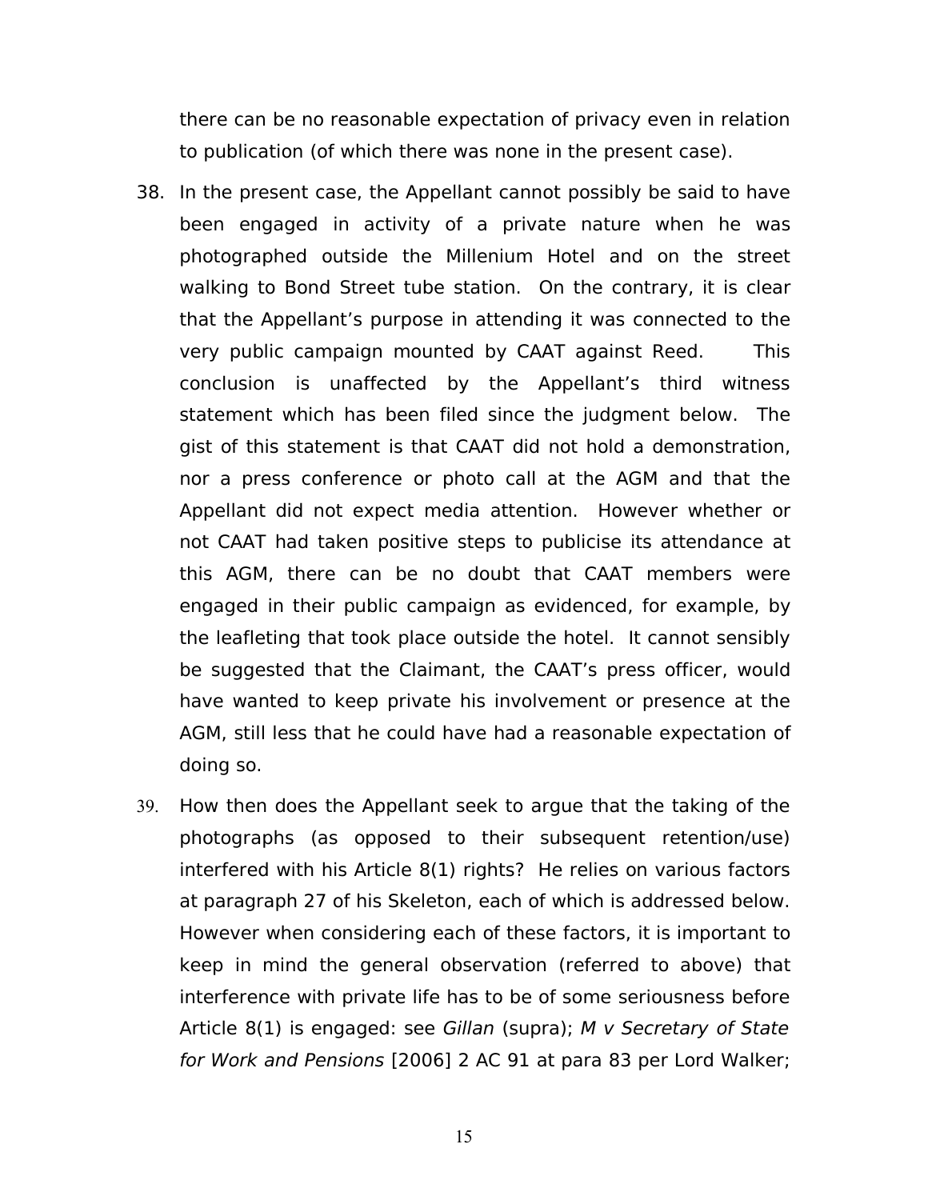there can be no reasonable expectation of privacy even in relation to publication (of which there was none in the present case).

38. In the present case, the Appellant cannot possibly be said to have been engaged in activity of a private nature when he was photographed outside the Millenium Hotel and on the street walking to Bond Street tube station. On the contrary, it is clear that the Appellant's purpose in attending it was connected to the very public campaign mounted by CAAT against Reed. This conclusion is unaffected by the Appellant's third witness statement which has been filed since the judgment below. The gist of this statement is that CAAT did not hold a demonstration, nor a press conference or photo call at the AGM and that the Appellant did not expect media attention. However whether or not CAAT had taken positive steps to publicise its attendance at this AGM, there can be no doubt that CAAT members were engaged in their public campaign as evidenced, for example, by the leafleting that took place outside the hotel. It cannot sensibly be suggested that the Claimant, the CAAT's press officer, would have wanted to keep private his involvement or presence at the AGM, still less that he could have had a reasonable expectation of doing so.

39. How then does the Appellant seek to argue that the taking of the photographs (as opposed to their subsequent retention/use) interfered with his Article 8(1) rights? He relies on various factors at paragraph 27 of his Skeleton, each of which is addressed below. However when considering each of these factors, it is important to keep in mind the general observation (referred to above) that interference with private life has to be of some seriousness before Article 8(1) is engaged: see *Gillan* (supra); *M v Secretary of State for Work and Pensions* [2006] 2 AC 91 at para 83 per Lord Walker;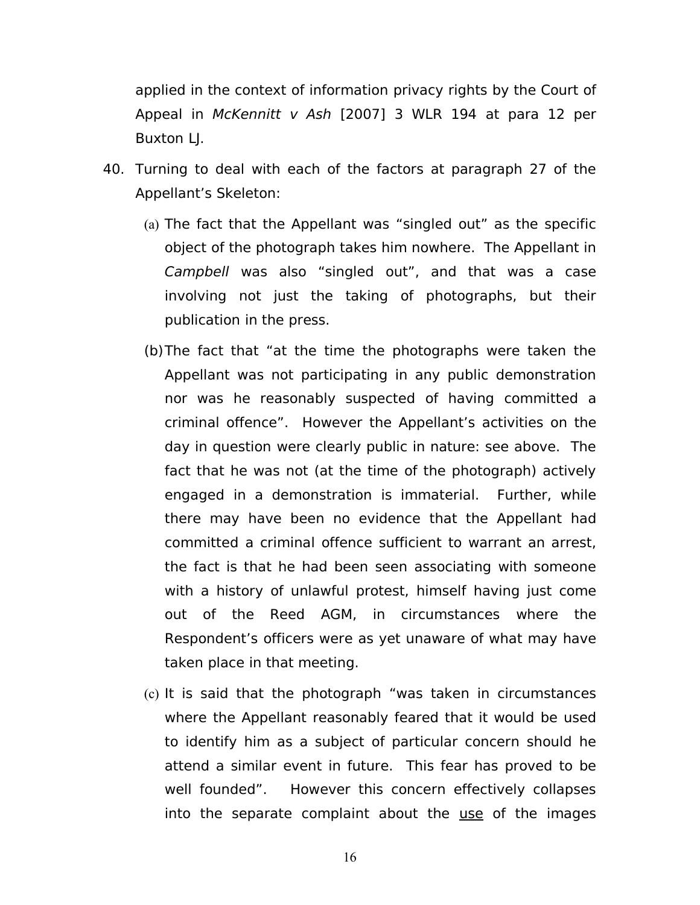applied in the context of information privacy rights by the Court of Appeal in *McKennitt v Ash* [2007] 3 WLR 194 at para 12 per Buxton LJ.

40. Turning to deal with each of the factors at paragraph 27 of the Appellant's Skeleton:

    (a) The fact that the Appellant was "singled out" as the specific object of the photograph takes him nowhere. The Appellant in *Campbell* was also "singled out", and that was a case involving not just the taking of photographs, but their publication in the press.

    (b) The fact that "at the time the photographs were taken the Appellant was not participating in any public demonstration nor was he reasonably suspected of having committed a criminal offence". However the Appellant's activities on the day in question were clearly public in nature: see above. The fact that he was not (at the time of the photograph) actively engaged in a demonstration is immaterial. Further, while there may have been no evidence that the Appellant had committed a criminal offence sufficient to warrant an arrest, the fact is that he had been seen associating with someone with a history of unlawful protest, himself having just come out of the Reed AGM, in circumstances where the Respondent's officers were as yet unaware of what may have taken place in that meeting.

    (c) It is said that the photograph "was taken in circumstances where the Appellant reasonably feared that it would be used to identify him as a subject of particular concern should he attend a similar event in future. This fear has proved to be well founded". However this concern effectively collapses into the separate complaint about the <u>use</u> of the images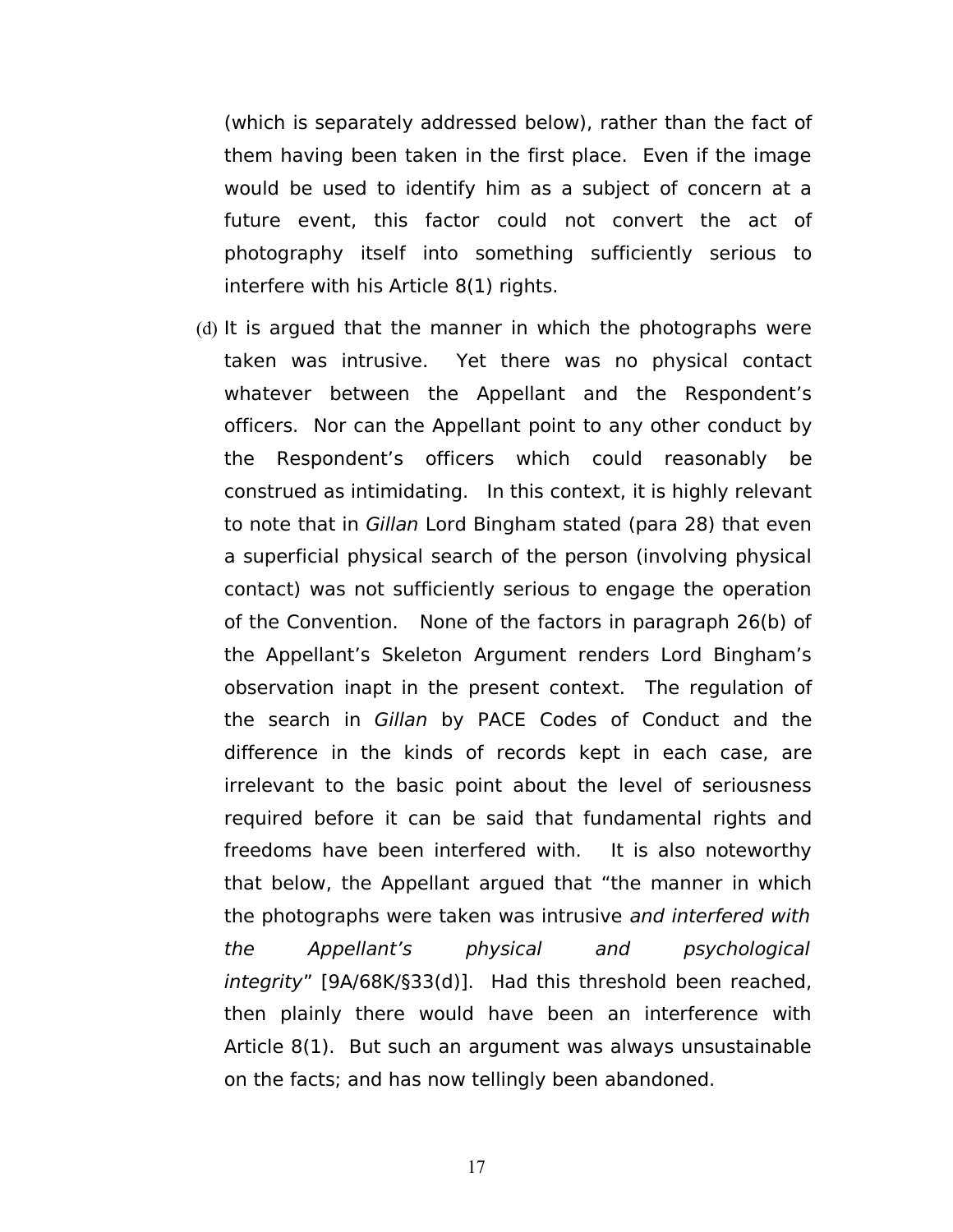(which is separately addressed below), rather than the fact of them having been taken in the first place. Even if the image would be used to identify him as a subject of concern at a future event, this factor could not convert the act of photography itself into something sufficiently serious to interfere with his Article 8(1) rights.

(d) It is argued that the manner in which the photographs were taken was intrusive. Yet there was no physical contact whatever between the Appellant and the Respondent's officers. Nor can the Appellant point to any other conduct by the Respondent's officers which could reasonably be construed as intimidating. In this context, it is highly relevant to note that in *Gillan* Lord Bingham stated (para 28) that even a superficial physical search of the person (involving physical contact) was not sufficiently serious to engage the operation of the Convention. None of the factors in paragraph 26(b) of the Appellant's Skeleton Argument renders Lord Bingham's observation inapt in the present context. The regulation of the search in *Gillan* by PACE Codes of Conduct and the difference in the kinds of records kept in each case, are irrelevant to the basic point about the level of seriousness required before it can be said that fundamental rights and freedoms have been interfered with. It is also noteworthy that below, the Appellant argued that "the manner in which the photographs were taken was intrusive *and interfered with the Appellant's physical and psychological integrity*" [9A/68K/§33(d)]. Had this threshold been reached, then plainly there would have been an interference with Article 8(1). But such an argument was always unsustainable on the facts; and has now tellingly been abandoned.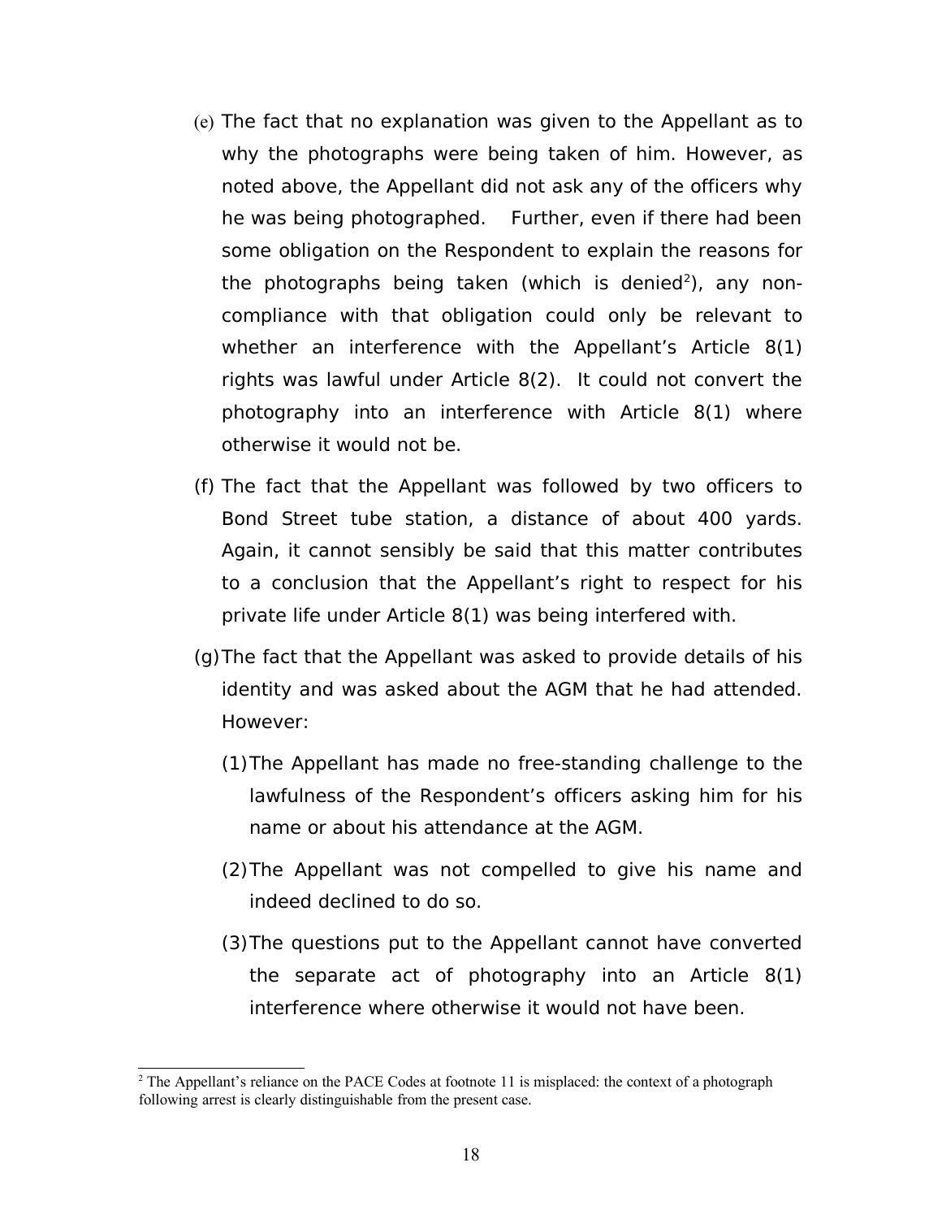(e) The fact that no explanation was given to the Appellant as to why the photographs were being taken of him. However, as noted above, the Appellant did not ask any of the officers why he was being photographed. Further, even if there had been some obligation on the Respondent to explain the reasons for the photographs being taken (which is denied[2]), any non-compliance with that obligation could only be relevant to whether an interference with the Appellant's Article 8(1) rights was lawful under Article 8(2). It could not convert the photography into an interference with Article 8(1) where otherwise it would not be.

(f) The fact that the Appellant was followed by two officers to Bond Street tube station, a distance of about 400 yards. Again, it cannot sensibly be said that this matter contributes to a conclusion that the Appellant's right to respect for his private life under Article 8(1) was being interfered with.

(g) The fact that the Appellant was asked to provide details of his identity and was asked about the AGM that he had attended. However:

  (1) The Appellant has made no free-standing challenge to the lawfulness of the Respondent's officers asking him for his name or about his attendance at the AGM.

  (2) The Appellant was not compelled to give his name and indeed declined to do so.

  (3) The questions put to the Appellant cannot have converted the separate act of photography into an Article 8(1) interference where otherwise it would not have been.

[2] The Appellant's reliance on the PACE Codes at footnote 11 is misplaced: the context of a photograph following arrest is clearly distinguishable from the present case.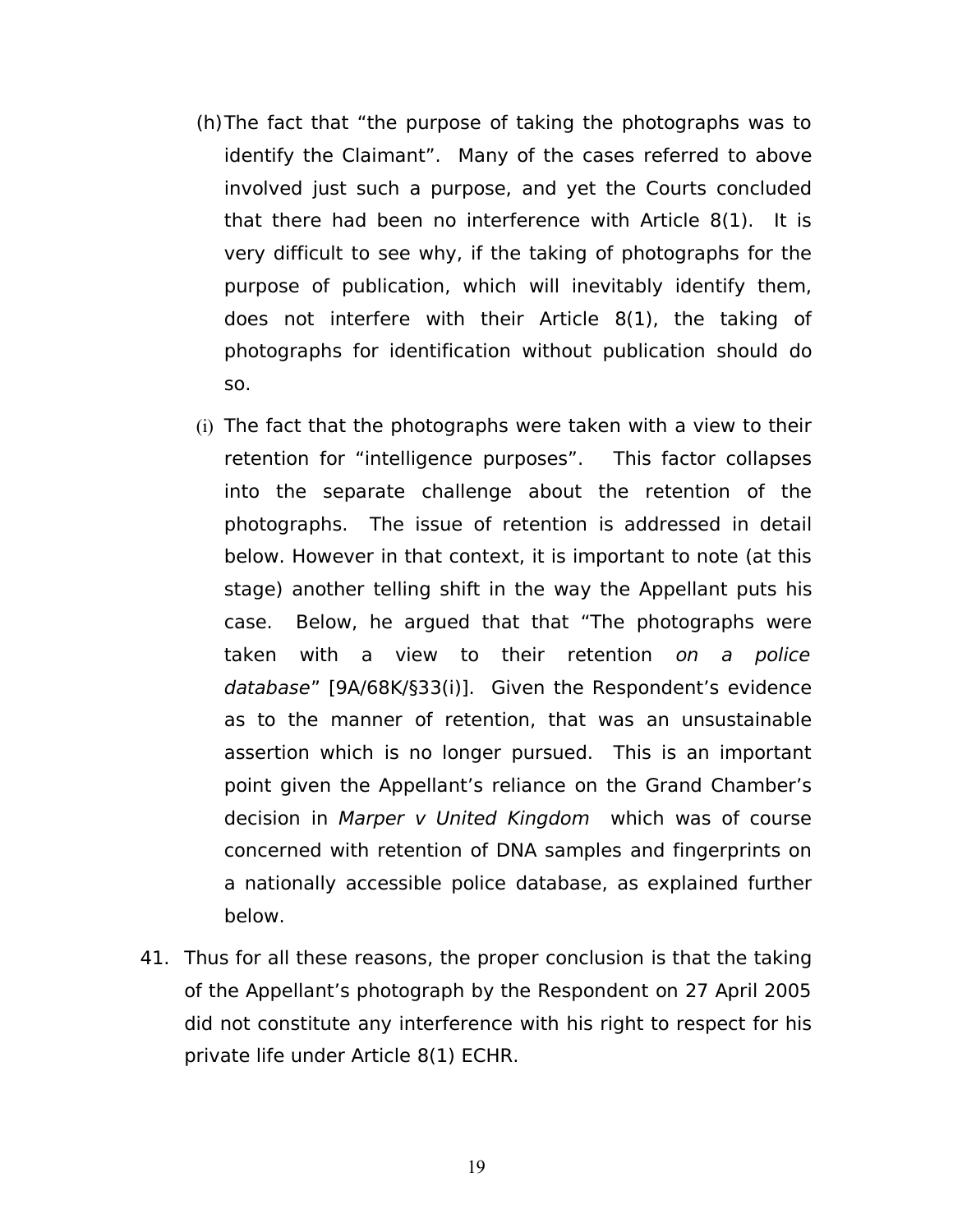(h) The fact that "the purpose of taking the photographs was to identify the Claimant". Many of the cases referred to above involved just such a purpose, and yet the Courts concluded that there had been no interference with Article 8(1). It is very difficult to see why, if the taking of photographs for the purpose of publication, which will inevitably identify them, does not interfere with their Article 8(1), the taking of photographs for identification without publication should do so.

(i) The fact that the photographs were taken with a view to their retention for "intelligence purposes". This factor collapses into the separate challenge about the retention of the photographs. The issue of retention is addressed in detail below. However in that context, it is important to note (at this stage) another telling shift in the way the Appellant puts his case. Below, he argued that that "The photographs were taken with a view to their retention *on a police database*" [9A/68K/§33(i)]. Given the Respondent's evidence as to the manner of retention, that was an unsustainable assertion which is no longer pursued. This is an important point given the Appellant's reliance on the Grand Chamber's decision in *Marper v United Kingdom* which was of course concerned with retention of DNA samples and fingerprints on a nationally accessible police database, as explained further below.

41. Thus for all these reasons, the proper conclusion is that the taking of the Appellant's photograph by the Respondent on 27 April 2005 did not constitute any interference with his right to respect for his private life under Article 8(1) ECHR.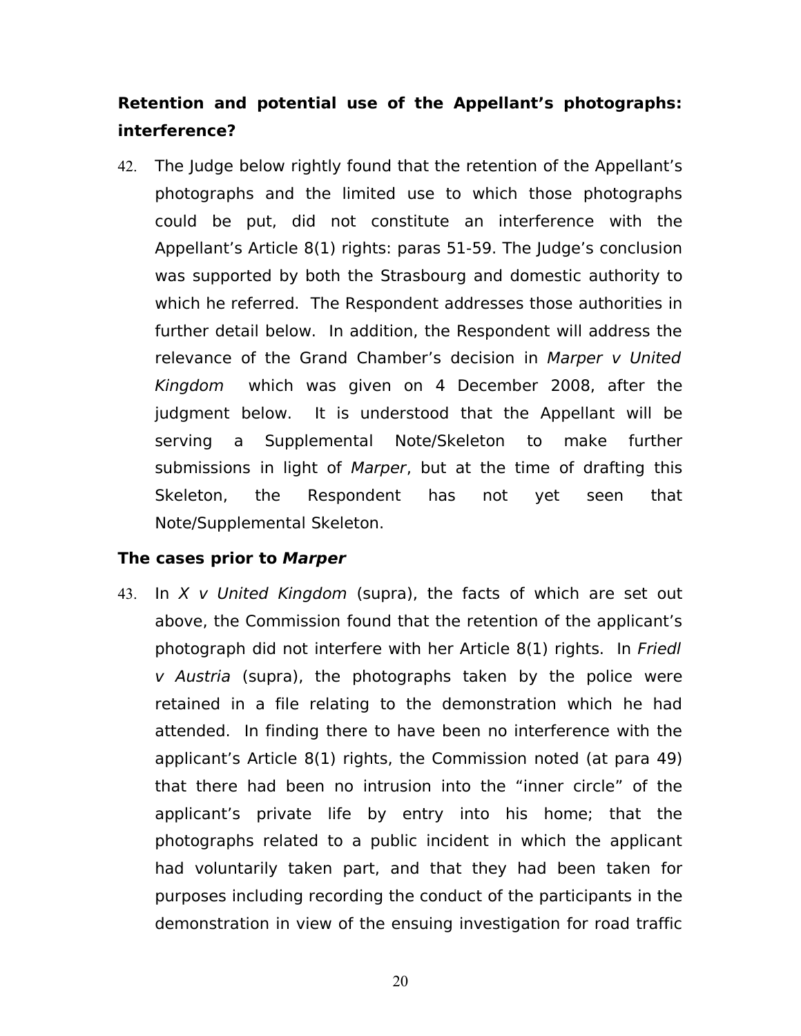**Retention and potential use of the Appellant's photographs: interference?**

42. The Judge below rightly found that the retention of the Appellant's photographs and the limited use to which those photographs could be put, did not constitute an interference with the Appellant's Article 8(1) rights: paras 51-59. The Judge's conclusion was supported by both the Strasbourg and domestic authority to which he referred. The Respondent addresses those authorities in further detail below. In addition, the Respondent will address the relevance of the Grand Chamber's decision in *Marper v United Kingdom* which was given on 4 December 2008, after the judgment below. It is understood that the Appellant will be serving a Supplemental Note/Skeleton to make further submissions in light of *Marper*, but at the time of drafting this Skeleton, the Respondent has not yet seen that Note/Supplemental Skeleton.

**The cases prior to *Marper***

43. In *X v United Kingdom* (supra), the facts of which are set out above, the Commission found that the retention of the applicant's photograph did not interfere with her Article 8(1) rights. In *Friedl v Austria* (supra), the photographs taken by the police were retained in a file relating to the demonstration which he had attended. In finding there to have been no interference with the applicant's Article 8(1) rights, the Commission noted (at para 49) that there had been no intrusion into the "inner circle" of the applicant's private life by entry into his home; that the photographs related to a public incident in which the applicant had voluntarily taken part, and that they had been taken for purposes including recording the conduct of the participants in the demonstration in view of the ensuing investigation for road traffic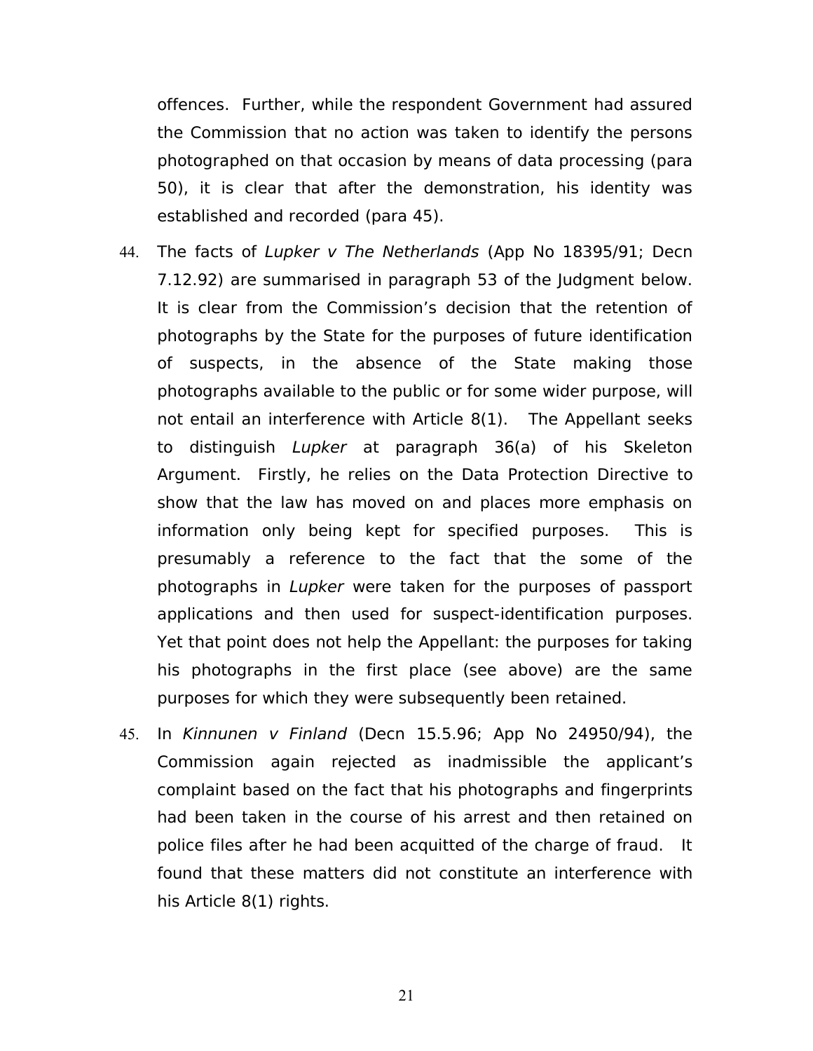offences. Further, while the respondent Government had assured the Commission that no action was taken to identify the persons photographed on that occasion by means of data processing (para 50), it is clear that after the demonstration, his identity was established and recorded (para 45).

44. The facts of *Lupker v The Netherlands* (App No 18395/91; Decn 7.12.92) are summarised in paragraph 53 of the Judgment below. It is clear from the Commission's decision that the retention of photographs by the State for the purposes of future identification of suspects, in the absence of the State making those photographs available to the public or for some wider purpose, will not entail an interference with Article 8(1). The Appellant seeks to distinguish *Lupker* at paragraph 36(a) of his Skeleton Argument. Firstly, he relies on the Data Protection Directive to show that the law has moved on and places more emphasis on information only being kept for specified purposes. This is presumably a reference to the fact that the some of the photographs in *Lupker* were taken for the purposes of passport applications and then used for suspect-identification purposes. Yet that point does not help the Appellant: the purposes for taking his photographs in the first place (see above) are the same purposes for which they were subsequently been retained.

45. In *Kinnunen v Finland* (Decn 15.5.96; App No 24950/94), the Commission again rejected as inadmissible the applicant's complaint based on the fact that his photographs and fingerprints had been taken in the course of his arrest and then retained on police files after he had been acquitted of the charge of fraud. It found that these matters did not constitute an interference with his Article 8(1) rights.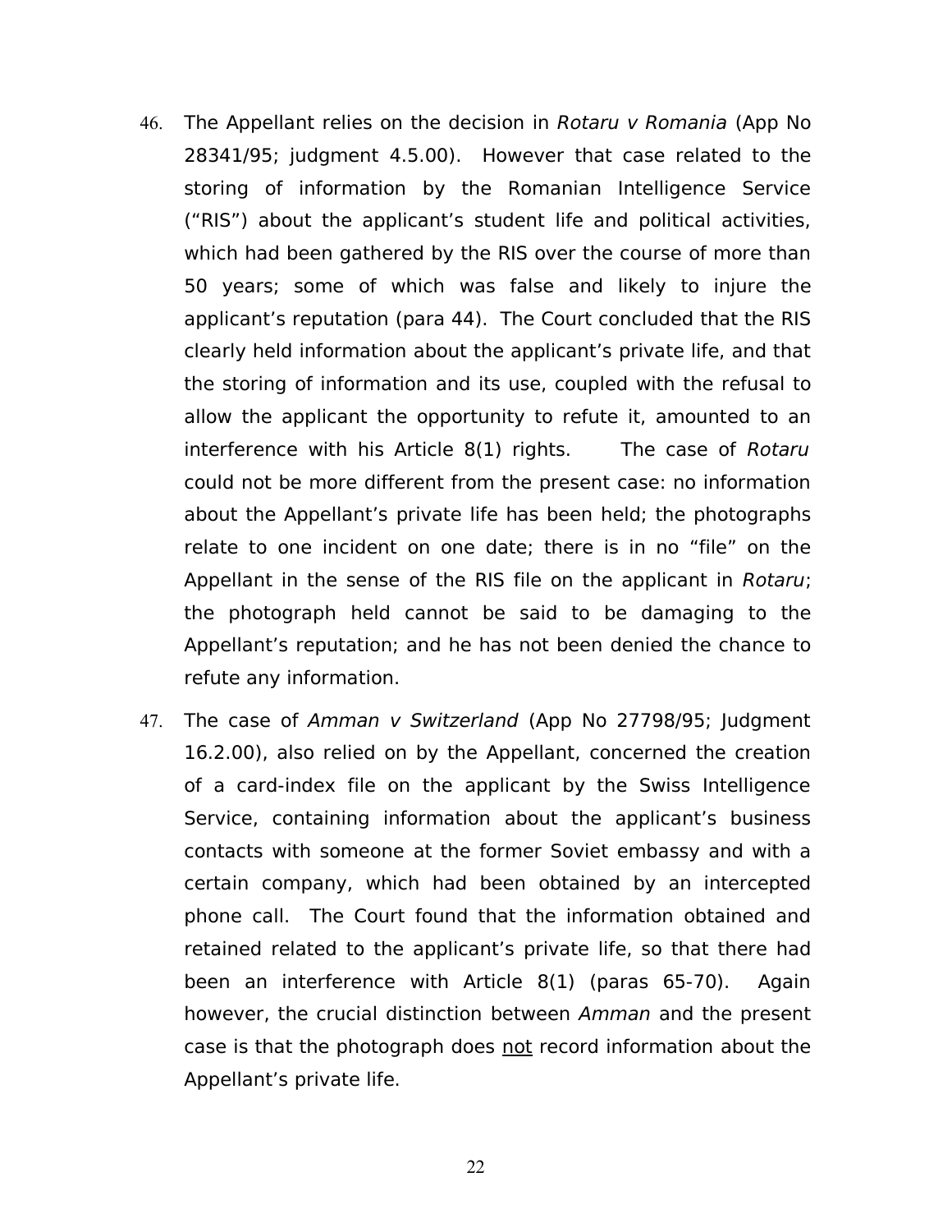46. The Appellant relies on the decision in *Rotaru v Romania* (App No 28341/95; judgment 4.5.00). However that case related to the storing of information by the Romanian Intelligence Service ("RIS") about the applicant's student life and political activities, which had been gathered by the RIS over the course of more than 50 years; some of which was false and likely to injure the applicant's reputation (para 44). The Court concluded that the RIS clearly held information about the applicant's private life, and that the storing of information and its use, coupled with the refusal to allow the applicant the opportunity to refute it, amounted to an interference with his Article 8(1) rights. The case of *Rotaru* could not be more different from the present case: no information about the Appellant's private life has been held; the photographs relate to one incident on one date; there is in no "file" on the Appellant in the sense of the RIS file on the applicant in *Rotaru*; the photograph held cannot be said to be damaging to the Appellant's reputation; and he has not been denied the chance to refute any information.

47. The case of *Amman v Switzerland* (App No 27798/95; Judgment 16.2.00), also relied on by the Appellant, concerned the creation of a card-index file on the applicant by the Swiss Intelligence Service, containing information about the applicant's business contacts with someone at the former Soviet embassy and with a certain company, which had been obtained by an intercepted phone call. The Court found that the information obtained and retained related to the applicant's private life, so that there had been an interference with Article 8(1) (paras 65-70). Again however, the crucial distinction between *Amman* and the present case is that the photograph does <u>not</u> record information about the Appellant's private life.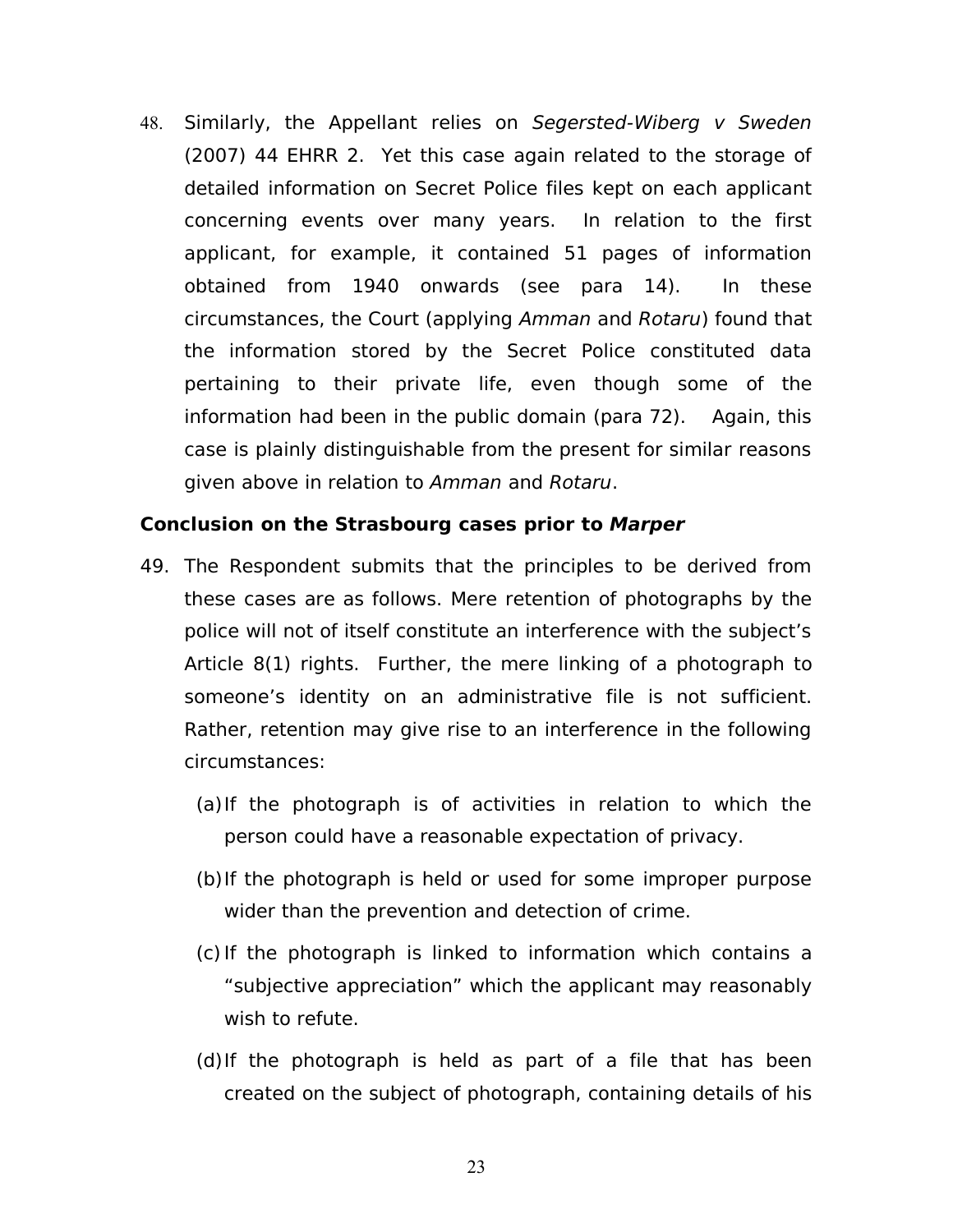48. Similarly, the Appellant relies on *Segersted-Wiberg v Sweden* (2007) 44 EHRR 2. Yet this case again related to the storage of detailed information on Secret Police files kept on each applicant concerning events over many years. In relation to the first applicant, for example, it contained 51 pages of information obtained from 1940 onwards (see para 14). In these circumstances, the Court (applying *Amman* and *Rotaru*) found that the information stored by the Secret Police constituted data pertaining to their private life, even though some of the information had been in the public domain (para 72). Again, this case is plainly distinguishable from the present for similar reasons given above in relation to *Amman* and *Rotaru*.

**Conclusion on the Strasbourg cases prior to *Marper***

49. The Respondent submits that the principles to be derived from these cases are as follows. Mere retention of photographs by the police will not of itself constitute an interference with the subject's Article 8(1) rights. Further, the mere linking of a photograph to someone's identity on an administrative file is not sufficient. Rather, retention may give rise to an interference in the following circumstances:

    (a) If the photograph is of activities in relation to which the person could have a reasonable expectation of privacy.

    (b) If the photograph is held or used for some improper purpose wider than the prevention and detection of crime.

    (c) If the photograph is linked to information which contains a "subjective appreciation" which the applicant may reasonably wish to refute.

    (d) If the photograph is held as part of a file that has been created on the subject of photograph, containing details of his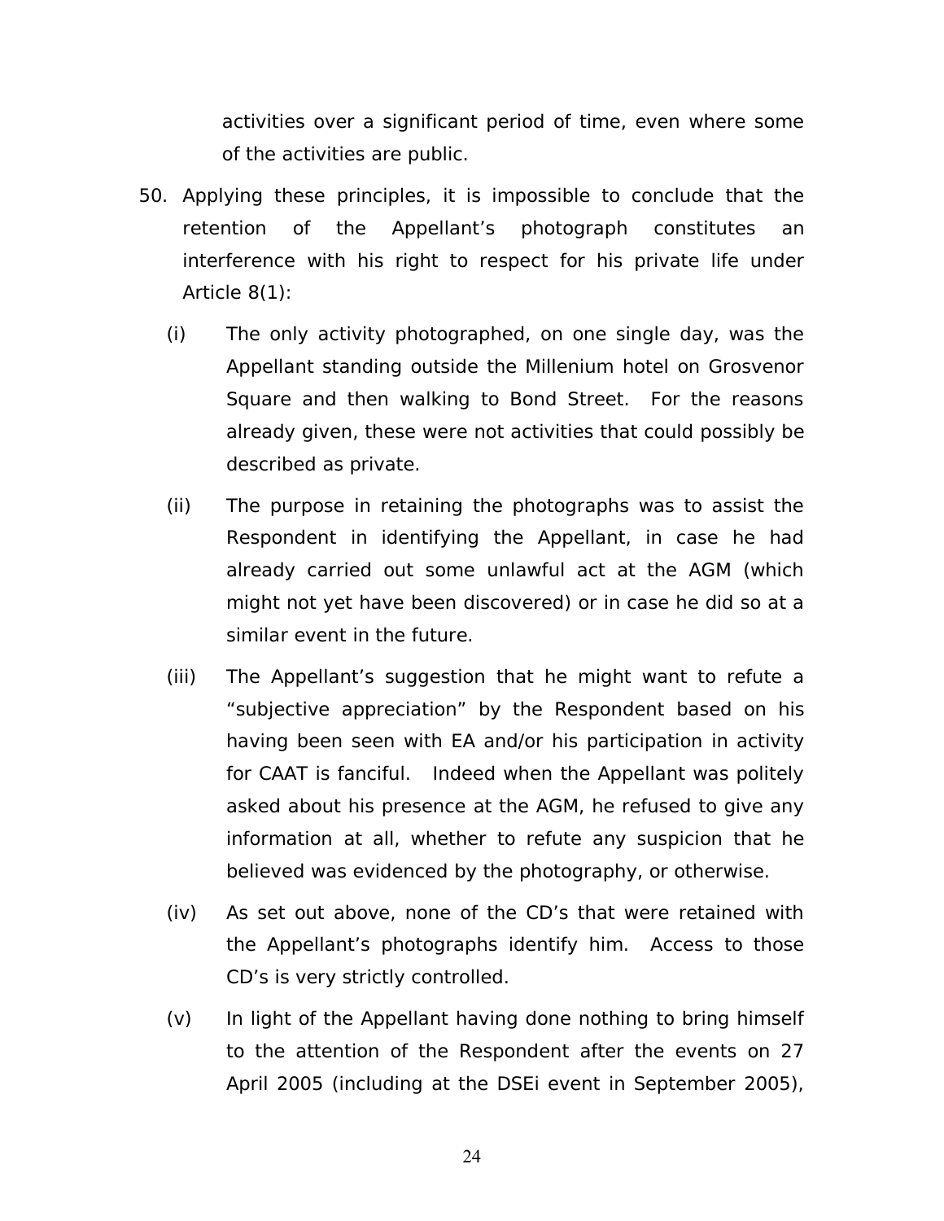activities over a significant period of time, even where some of the activities are public.

50. Applying these principles, it is impossible to conclude that the retention of the Appellant's photograph constitutes an interference with his right to respect for his private life under Article 8(1):

   (i) The only activity photographed, on one single day, was the Appellant standing outside the Millenium hotel on Grosvenor Square and then walking to Bond Street. For the reasons already given, these were not activities that could possibly be described as private.

   (ii) The purpose in retaining the photographs was to assist the Respondent in identifying the Appellant, in case he had already carried out some unlawful act at the AGM (which might not yet have been discovered) or in case he did so at a similar event in the future.

   (iii) The Appellant's suggestion that he might want to refute a "subjective appreciation" by the Respondent based on his having been seen with EA and/or his participation in activity for CAAT is fanciful. Indeed when the Appellant was politely asked about his presence at the AGM, he refused to give any information at all, whether to refute any suspicion that he believed was evidenced by the photography, or otherwise.

   (iv) As set out above, none of the CD's that were retained with the Appellant's photographs identify him. Access to those CD's is very strictly controlled.

   (v) In light of the Appellant having done nothing to bring himself to the attention of the Respondent after the events on 27 April 2005 (including at the DSEi event in September 2005),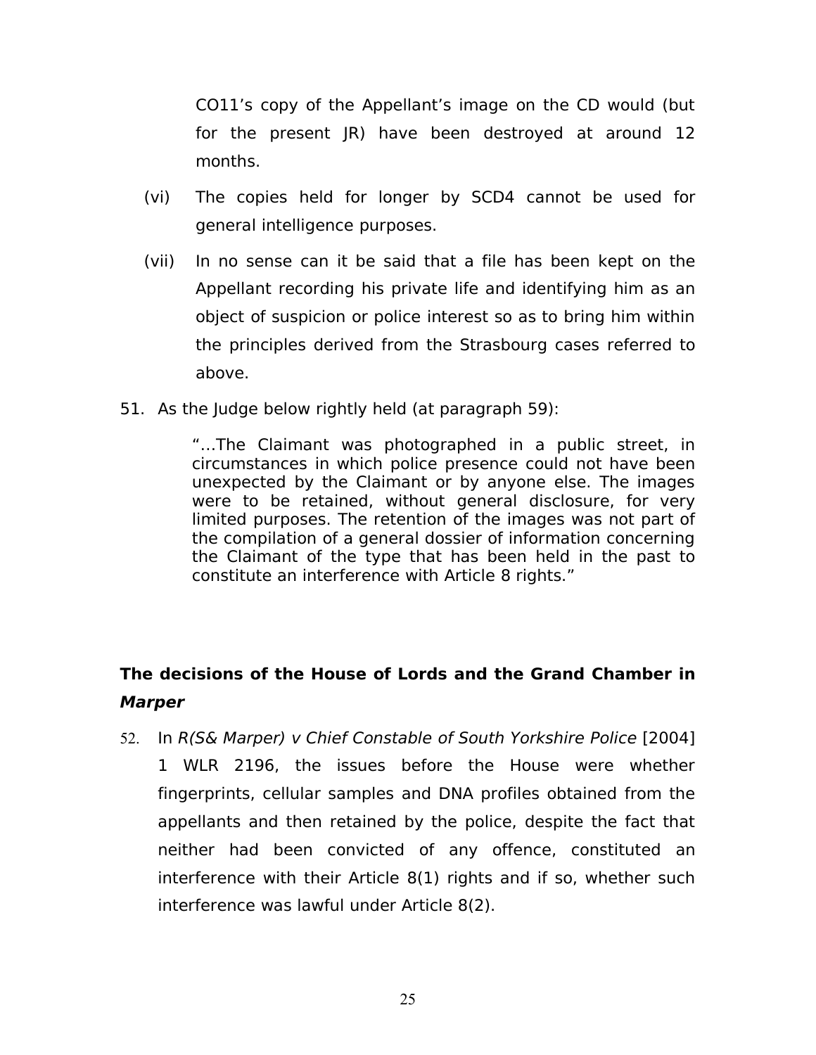CO11's copy of the Appellant's image on the CD would (but for the present JR) have been destroyed at around 12 months.

(vi) The copies held for longer by SCD4 cannot be used for general intelligence purposes.

(vii) In no sense can it be said that a file has been kept on the Appellant recording his private life and identifying him as an object of suspicion or police interest so as to bring him within the principles derived from the Strasbourg cases referred to above.

51. As the Judge below rightly held (at paragraph 59):

> "…The Claimant was photographed in a public street, in circumstances in which police presence could not have been unexpected by the Claimant or by anyone else. The images were to be retained, without general disclosure, for very limited purposes. The retention of the images was not part of the compilation of a general dossier of information concerning the Claimant of the type that has been held in the past to constitute an interference with Article 8 rights."

## The decisions of the House of Lords and the Grand Chamber in *Marper*

52. In *R(S& Marper) v Chief Constable of South Yorkshire Police* [2004] 1 WLR 2196, the issues before the House were whether fingerprints, cellular samples and DNA profiles obtained from the appellants and then retained by the police, despite the fact that neither had been convicted of any offence, constituted an interference with their Article 8(1) rights and if so, whether such interference was lawful under Article 8(2).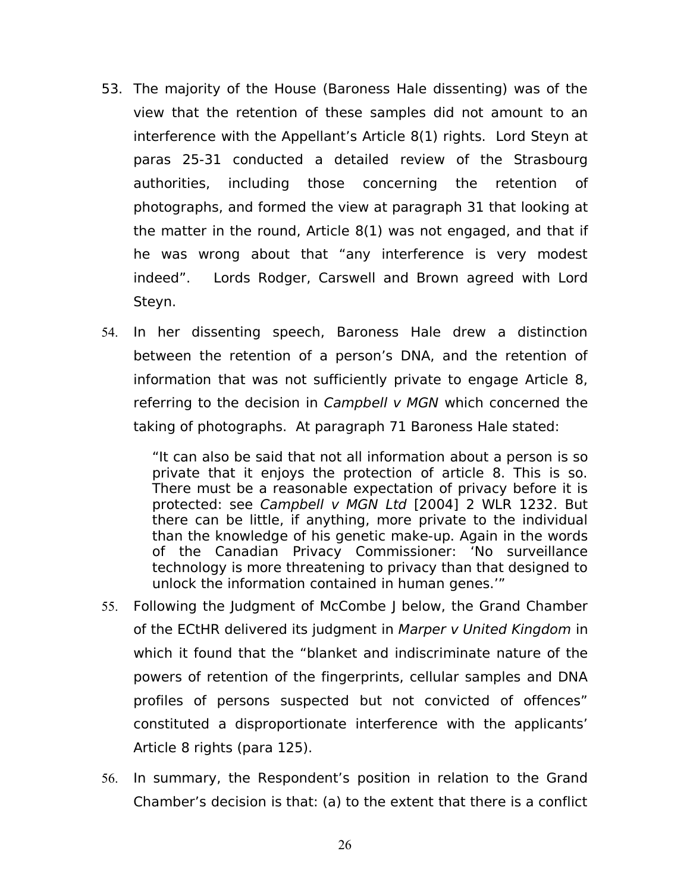53. The majority of the House (Baroness Hale dissenting) was of the view that the retention of these samples did not amount to an interference with the Appellant's Article 8(1) rights. Lord Steyn at paras 25-31 conducted a detailed review of the Strasbourg authorities, including those concerning the retention of photographs, and formed the view at paragraph 31 that looking at the matter in the round, Article 8(1) was not engaged, and that if he was wrong about that "any interference is very modest indeed". Lords Rodger, Carswell and Brown agreed with Lord Steyn.

54. In her dissenting speech, Baroness Hale drew a distinction between the retention of a person's DNA, and the retention of information that was not sufficiently private to engage Article 8, referring to the decision in *Campbell v MGN* which concerned the taking of photographs. At paragraph 71 Baroness Hale stated:

> "It can also be said that not all information about a person is so private that it enjoys the protection of article 8. This is so. There must be a reasonable expectation of privacy before it is protected: see *Campbell v MGN Ltd* [2004] 2 WLR 1232. But there can be little, if anything, more private to the individual than the knowledge of his genetic make-up. Again in the words of the Canadian Privacy Commissioner: 'No surveillance technology is more threatening to privacy than that designed to unlock the information contained in human genes.'"

55. Following the Judgment of McCombe J below, the Grand Chamber of the ECtHR delivered its judgment in *Marper v United Kingdom* in which it found that the "blanket and indiscriminate nature of the powers of retention of the fingerprints, cellular samples and DNA profiles of persons suspected but not convicted of offences" constituted a disproportionate interference with the applicants' Article 8 rights (para 125).

56. In summary, the Respondent's position in relation to the Grand Chamber's decision is that: (a) to the extent that there is a conflict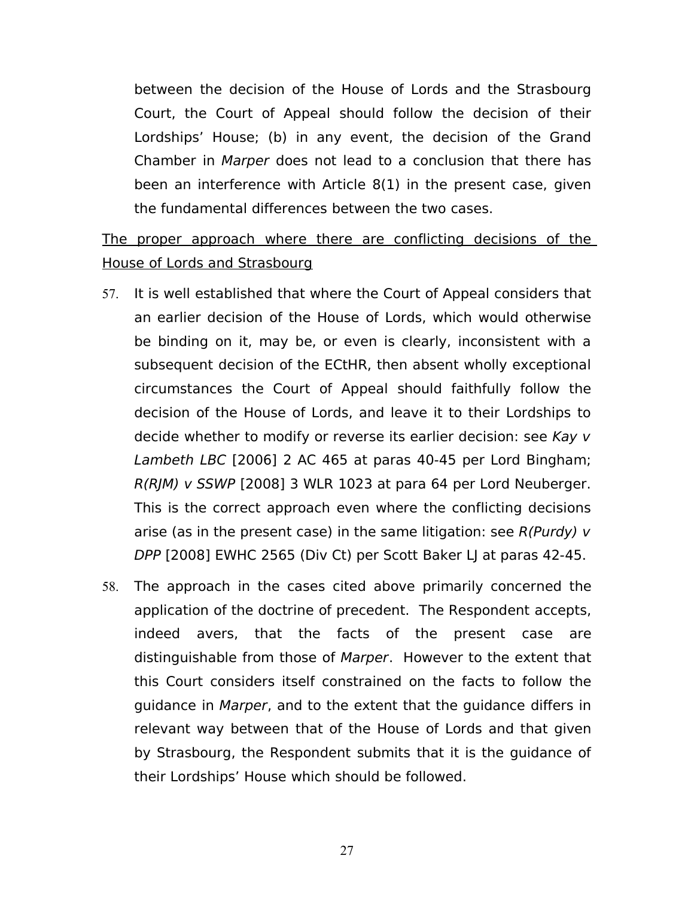between the decision of the House of Lords and the Strasbourg Court, the Court of Appeal should follow the decision of their Lordships' House; (b) in any event, the decision of the Grand Chamber in *Marper* does not lead to a conclusion that there has been an interference with Article 8(1) in the present case, given the fundamental differences between the two cases.

<u>The proper approach where there are conflicting decisions of the House of Lords and Strasbourg</u>

57. It is well established that where the Court of Appeal considers that an earlier decision of the House of Lords, which would otherwise be binding on it, may be, or even is clearly, inconsistent with a subsequent decision of the ECtHR, then absent wholly exceptional circumstances the Court of Appeal should faithfully follow the decision of the House of Lords, and leave it to their Lordships to decide whether to modify or reverse its earlier decision: see *Kay v Lambeth LBC* [2006] 2 AC 465 at paras 40-45 per Lord Bingham; *R(RJM) v SSWP* [2008] 3 WLR 1023 at para 64 per Lord Neuberger. This is the correct approach even where the conflicting decisions arise (as in the present case) in the same litigation: see *R(Purdy) v DPP* [2008] EWHC 2565 (Div Ct) per Scott Baker LJ at paras 42-45.

58. The approach in the cases cited above primarily concerned the application of the doctrine of precedent. The Respondent accepts, indeed avers, that the facts of the present case are distinguishable from those of *Marper*. However to the extent that this Court considers itself constrained on the facts to follow the guidance in *Marper*, and to the extent that the guidance differs in relevant way between that of the House of Lords and that given by Strasbourg, the Respondent submits that it is the guidance of their Lordships' House which should be followed.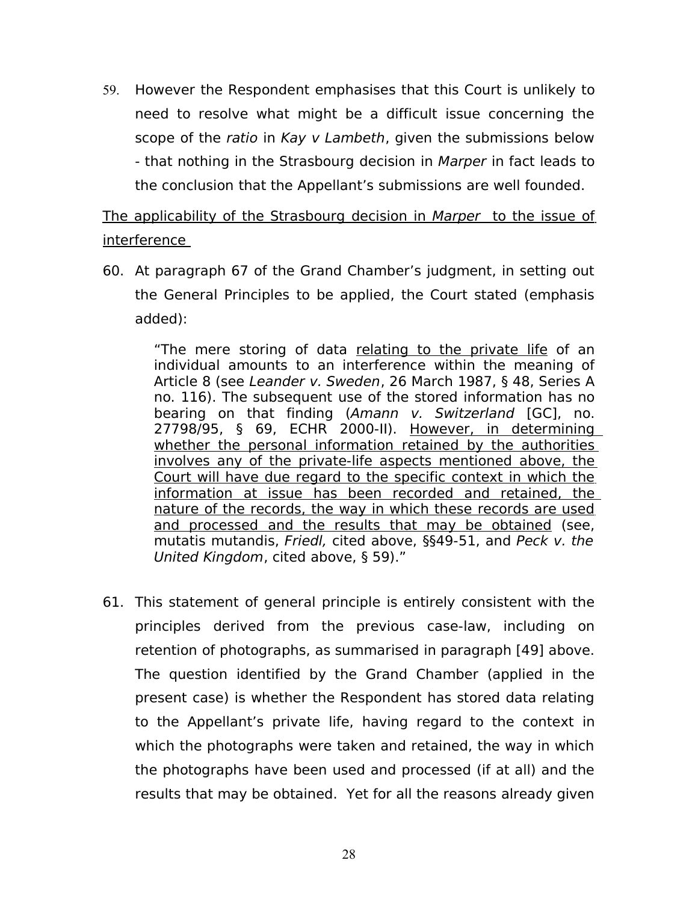59. However the Respondent emphasises that this Court is unlikely to need to resolve what might be a difficult issue concerning the scope of the *ratio* in *Kay v Lambeth*, given the submissions below - that nothing in the Strasbourg decision in *Marper* in fact leads to the conclusion that the Appellant's submissions are well founded.

<u>The applicability of the Strasbourg decision in *Marper* to the issue of interference</u>

60. At paragraph 67 of the Grand Chamber's judgment, in setting out the General Principles to be applied, the Court stated (emphasis added):

> "The mere storing of data <u>relating to the private life</u> of an individual amounts to an interference within the meaning of Article 8 (see *Leander v. Sweden*, 26 March 1987, § 48, Series A no. 116). The subsequent use of the stored information has no bearing on that finding (*Amann v. Switzerland* [GC], no. 27798/95, § 69, ECHR 2000-II). <u>However, in determining whether the personal information retained by the authorities involves any of the private-life aspects mentioned above, the Court will have due regard to the specific context in which the information at issue has been recorded and retained, the nature of the records, the way in which these records are used and processed and the results that may be obtained</u> (see, mutatis mutandis, *Friedl,* cited above, §§49-51, and *Peck v. the United Kingdom*, cited above, § 59)."

61. This statement of general principle is entirely consistent with the principles derived from the previous case-law, including on retention of photographs, as summarised in paragraph [49] above. The question identified by the Grand Chamber (applied in the present case) is whether the Respondent has stored data relating to the Appellant's private life, having regard to the context in which the photographs were taken and retained, the way in which the photographs have been used and processed (if at all) and the results that may be obtained. Yet for all the reasons already given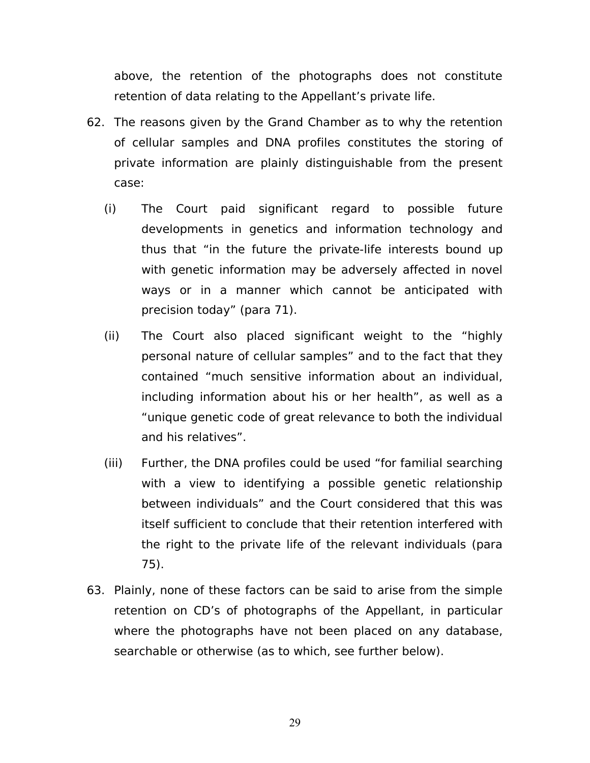above, the retention of the photographs does not constitute retention of data relating to the Appellant's private life.

62. The reasons given by the Grand Chamber as to why the retention of cellular samples and DNA profiles constitutes the storing of private information are plainly distinguishable from the present case:

    (i) The Court paid significant regard to possible future developments in genetics and information technology and thus that "in the future the private-life interests bound up with genetic information may be adversely affected in novel ways or in a manner which cannot be anticipated with precision today" (para 71).

    (ii) The Court also placed significant weight to the "highly personal nature of cellular samples" and to the fact that they contained "much sensitive information about an individual, including information about his or her health", as well as a "unique genetic code of great relevance to both the individual and his relatives".

    (iii) Further, the DNA profiles could be used "for familial searching with a view to identifying a possible genetic relationship between individuals" and the Court considered that this was itself sufficient to conclude that their retention interfered with the right to the private life of the relevant individuals (para 75).

63. Plainly, none of these factors can be said to arise from the simple retention on CD's of photographs of the Appellant, in particular where the photographs have not been placed on any database, searchable or otherwise (as to which, see further below).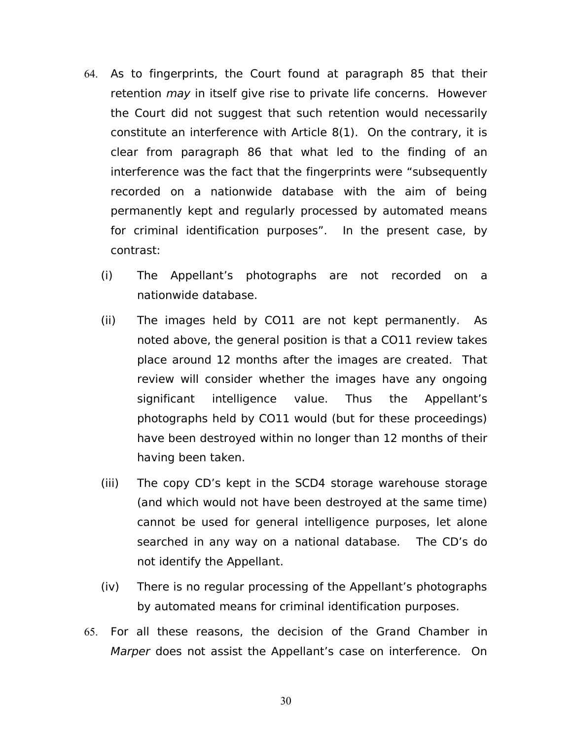64. As to fingerprints, the Court found at paragraph 85 that their retention *may* in itself give rise to private life concerns. However the Court did not suggest that such retention would necessarily constitute an interference with Article 8(1). On the contrary, it is clear from paragraph 86 that what led to the finding of an interference was the fact that the fingerprints were "subsequently recorded on a nationwide database with the aim of being permanently kept and regularly processed by automated means for criminal identification purposes". In the present case, by contrast:

    (i) The Appellant's photographs are not recorded on a nationwide database.

    (ii) The images held by CO11 are not kept permanently. As noted above, the general position is that a CO11 review takes place around 12 months after the images are created. That review will consider whether the images have any ongoing significant intelligence value. Thus the Appellant's photographs held by CO11 would (but for these proceedings) have been destroyed within no longer than 12 months of their having been taken.

    (iii) The copy CD's kept in the SCD4 storage warehouse storage (and which would not have been destroyed at the same time) cannot be used for general intelligence purposes, let alone searched in any way on a national database. The CD's do not identify the Appellant.

    (iv) There is no regular processing of the Appellant's photographs by automated means for criminal identification purposes.

65. For all these reasons, the decision of the Grand Chamber in *Marper* does not assist the Appellant's case on interference. On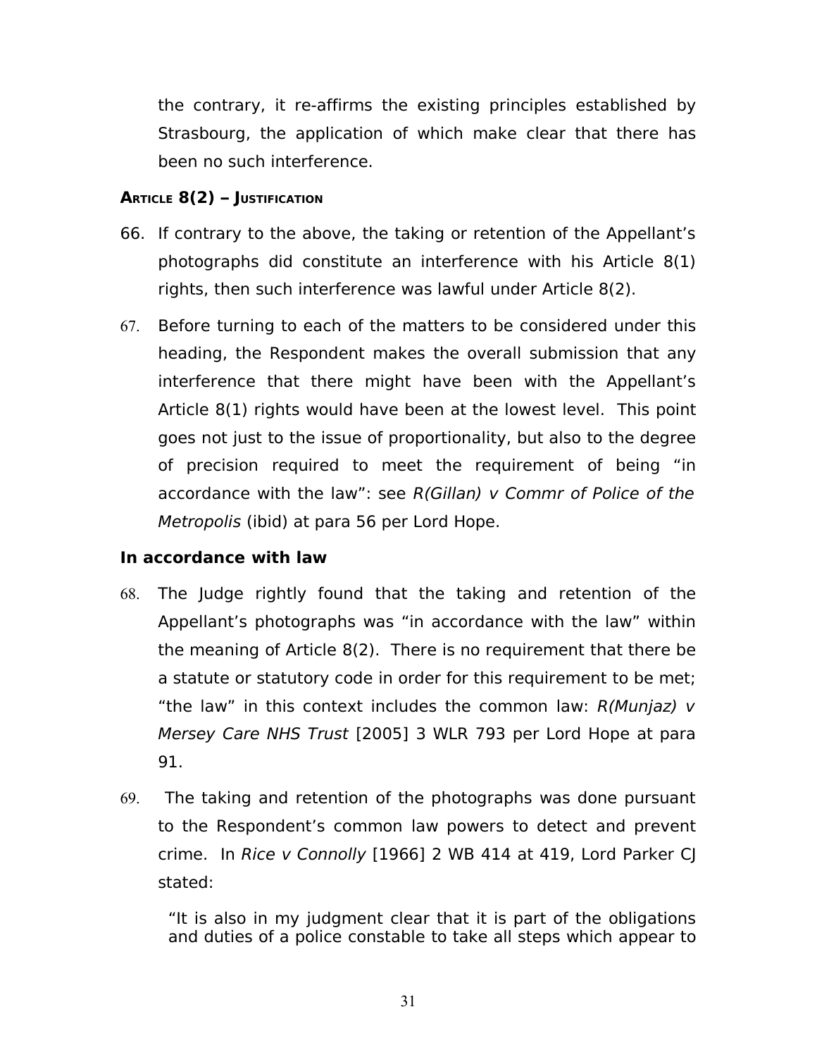the contrary, it re-affirms the existing principles established by Strasbourg, the application of which make clear that there has been no such interference.

**ARTICLE 8(2) – JUSTIFICATION**

66. If contrary to the above, the taking or retention of the Appellant's photographs did constitute an interference with his Article 8(1) rights, then such interference was lawful under Article 8(2).

67. Before turning to each of the matters to be considered under this heading, the Respondent makes the overall submission that any interference that there might have been with the Appellant's Article 8(1) rights would have been at the lowest level. This point goes not just to the issue of proportionality, but also to the degree of precision required to meet the requirement of being "in accordance with the law": see *R(Gillan) v Commr of Police of the Metropolis* (ibid) at para 56 per Lord Hope.

**In accordance with law**

68. The Judge rightly found that the taking and retention of the Appellant's photographs was "in accordance with the law" within the meaning of Article 8(2). There is no requirement that there be a statute or statutory code in order for this requirement to be met; "the law" in this context includes the common law: *R(Munjaz) v Mersey Care NHS Trust* [2005] 3 WLR 793 per Lord Hope at para 91.

69. The taking and retention of the photographs was done pursuant to the Respondent's common law powers to detect and prevent crime. In *Rice v Connolly* [1966] 2 WB 414 at 419, Lord Parker CJ stated:

> "It is also in my judgment clear that it is part of the obligations and duties of a police constable to take all steps which appear to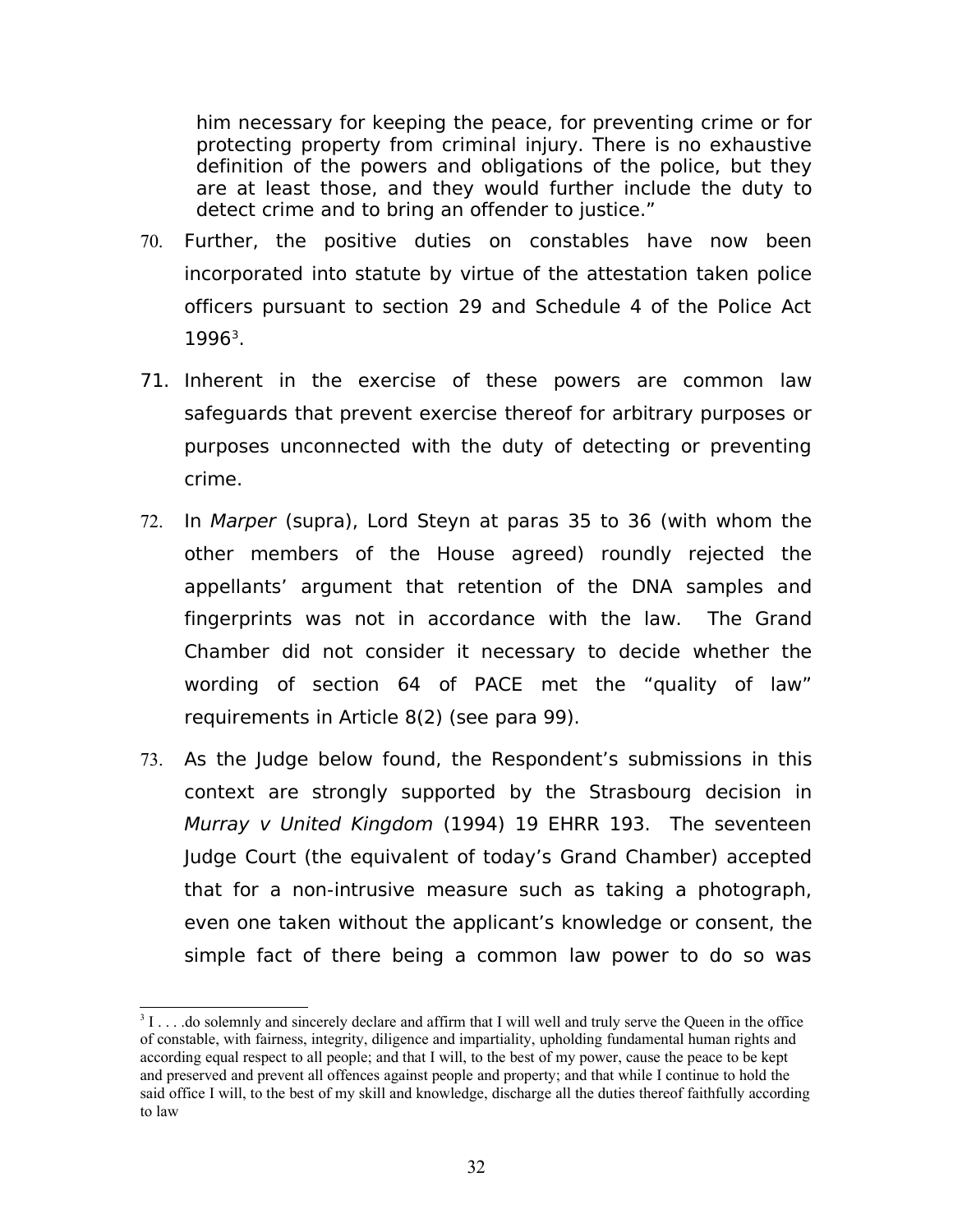him necessary for keeping the peace, for preventing crime or for protecting property from criminal injury. There is no exhaustive definition of the powers and obligations of the police, but they are at least those, and they would further include the duty to detect crime and to bring an offender to justice."

70. Further, the positive duties on constables have now been incorporated into statute by virtue of the attestation taken police officers pursuant to section 29 and Schedule 4 of the Police Act 1996[3].

71. Inherent in the exercise of these powers are common law safeguards that prevent exercise thereof for arbitrary purposes or purposes unconnected with the duty of detecting or preventing crime.

72. In *Marper* (supra), Lord Steyn at paras 35 to 36 (with whom the other members of the House agreed) roundly rejected the appellants' argument that retention of the DNA samples and fingerprints was not in accordance with the law. The Grand Chamber did not consider it necessary to decide whether the wording of section 64 of PACE met the "quality of law" requirements in Article 8(2) (see para 99).

73. As the Judge below found, the Respondent's submissions in this context are strongly supported by the Strasbourg decision in *Murray v United Kingdom* (1994) 19 EHRR 193. The seventeen Judge Court (the equivalent of today's Grand Chamber) accepted that for a non-intrusive measure such as taking a photograph, even one taken without the applicant's knowledge or consent, the simple fact of there being a common law power to do so was

---

[3] I . . . .do solemnly and sincerely declare and affirm that I will well and truly serve the Queen in the office of constable, with fairness, integrity, diligence and impartiality, upholding fundamental human rights and according equal respect to all people; and that I will, to the best of my power, cause the peace to be kept and preserved and prevent all offences against people and property; and that while I continue to hold the said office I will, to the best of my skill and knowledge, discharge all the duties thereof faithfully according to law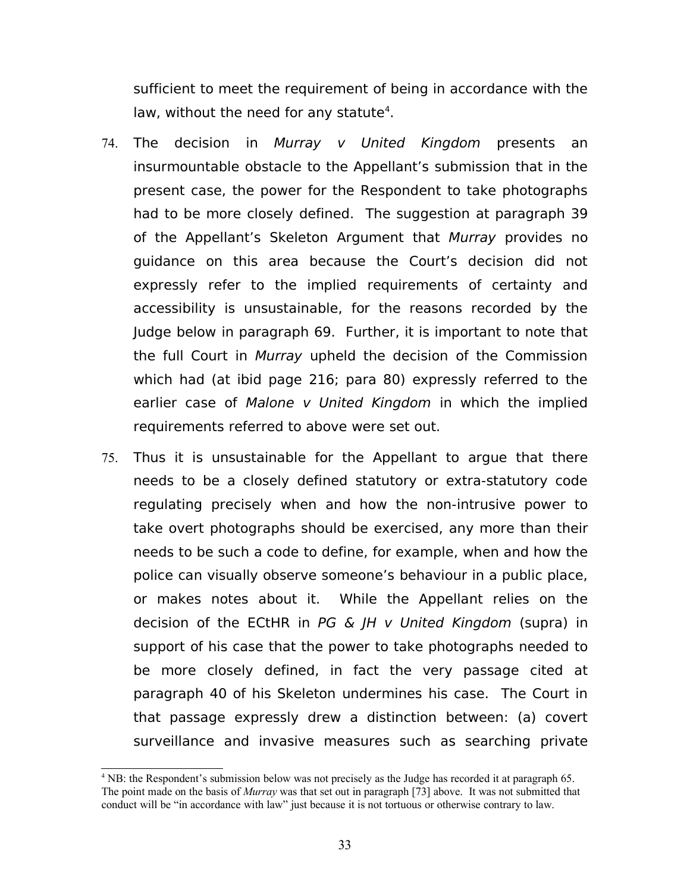sufficient to meet the requirement of being in accordance with the law, without the need for any statute[4].

74. The decision in *Murray v United Kingdom* presents an insurmountable obstacle to the Appellant's submission that in the present case, the power for the Respondent to take photographs had to be more closely defined. The suggestion at paragraph 39 of the Appellant's Skeleton Argument that *Murray* provides no guidance on this area because the Court's decision did not expressly refer to the implied requirements of certainty and accessibility is unsustainable, for the reasons recorded by the Judge below in paragraph 69. Further, it is important to note that the full Court in *Murray* upheld the decision of the Commission which had (at ibid page 216; para 80) expressly referred to the earlier case of *Malone v United Kingdom* in which the implied requirements referred to above were set out.

75. Thus it is unsustainable for the Appellant to argue that there needs to be a closely defined statutory or extra-statutory code regulating precisely when and how the non-intrusive power to take overt photographs should be exercised, any more than their needs to be such a code to define, for example, when and how the police can visually observe someone's behaviour in a public place, or makes notes about it. While the Appellant relies on the decision of the ECtHR in *PG & JH v United Kingdom* (supra) in support of his case that the power to take photographs needed to be more closely defined, in fact the very passage cited at paragraph 40 of his Skeleton undermines his case. The Court in that passage expressly drew a distinction between: (a) covert surveillance and invasive measures such as searching private

[4] NB: the Respondent's submission below was not precisely as the Judge has recorded it at paragraph 65. The point made on the basis of *Murray* was that set out in paragraph [73] above. It was not submitted that conduct will be "in accordance with law" just because it is not tortuous or otherwise contrary to law.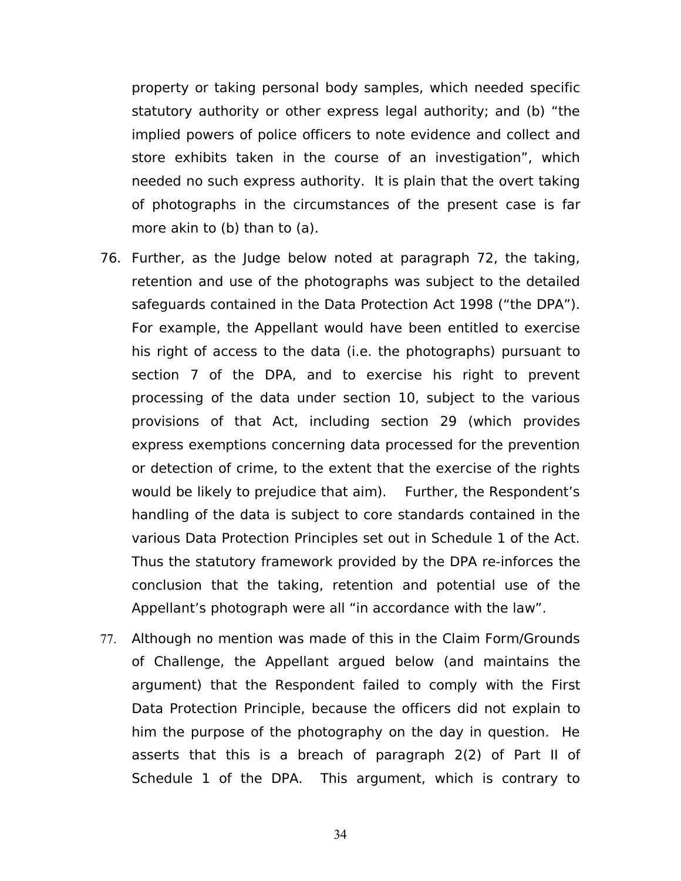property or taking personal body samples, which needed specific statutory authority or other express legal authority; and (b) "the implied powers of police officers to note evidence and collect and store exhibits taken in the course of an investigation", which needed no such express authority. It is plain that the overt taking of photographs in the circumstances of the present case is far more akin to (b) than to (a).

76. Further, as the Judge below noted at paragraph 72, the taking, retention and use of the photographs was subject to the detailed safeguards contained in the Data Protection Act 1998 ("the DPA"). For example, the Appellant would have been entitled to exercise his right of access to the data (i.e. the photographs) pursuant to section 7 of the DPA, and to exercise his right to prevent processing of the data under section 10, subject to the various provisions of that Act, including section 29 (which provides express exemptions concerning data processed for the prevention or detection of crime, to the extent that the exercise of the rights would be likely to prejudice that aim). Further, the Respondent's handling of the data is subject to core standards contained in the various Data Protection Principles set out in Schedule 1 of the Act. Thus the statutory framework provided by the DPA re-inforces the conclusion that the taking, retention and potential use of the Appellant's photograph were all "in accordance with the law".

77. Although no mention was made of this in the Claim Form/Grounds of Challenge, the Appellant argued below (and maintains the argument) that the Respondent failed to comply with the First Data Protection Principle, because the officers did not explain to him the purpose of the photography on the day in question. He asserts that this is a breach of paragraph 2(2) of Part II of Schedule 1 of the DPA. This argument, which is contrary to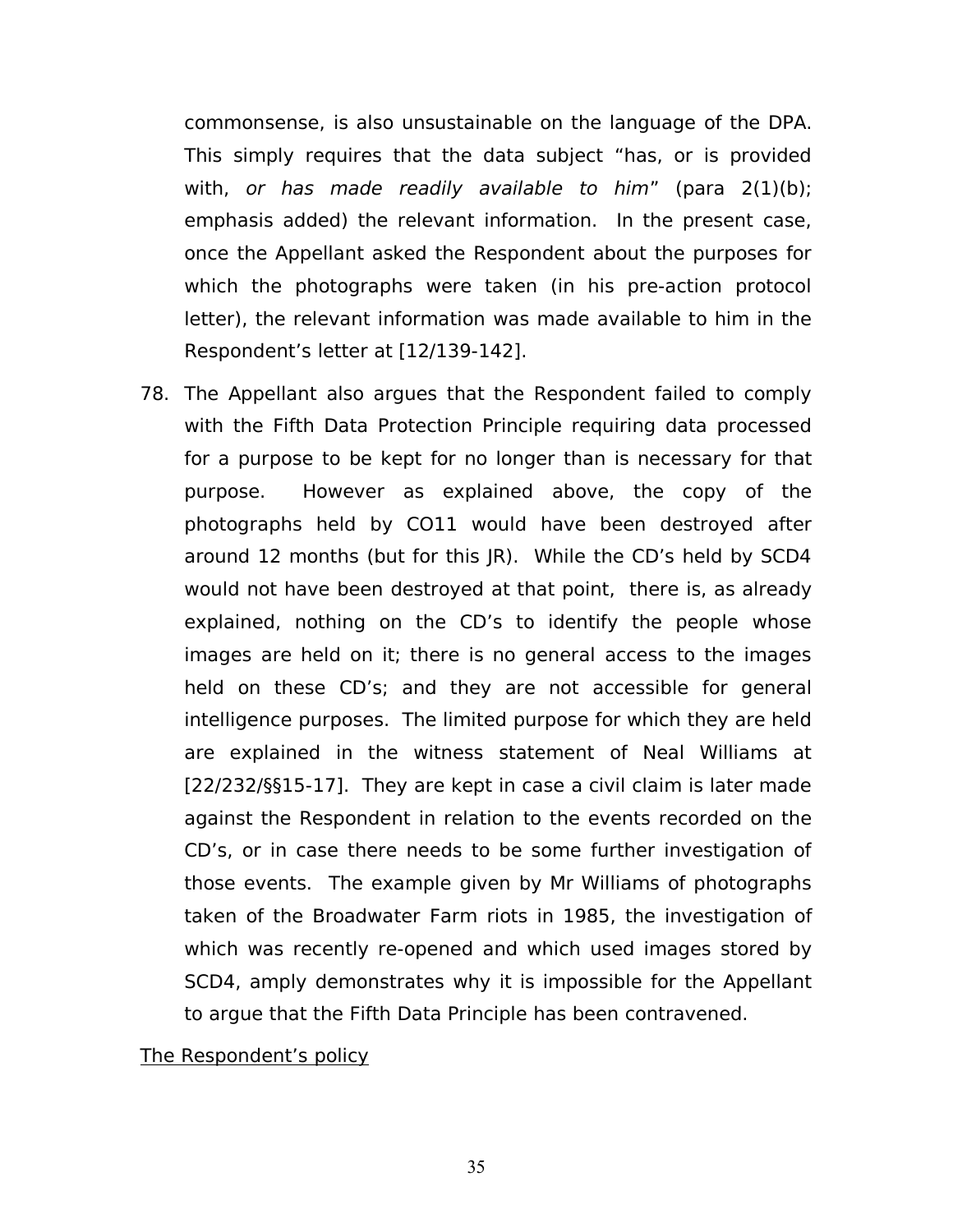commonsense, is also unsustainable on the language of the DPA. This simply requires that the data subject "has, or is provided with, *or has made readily available to him*" (para 2(1)(b); emphasis added) the relevant information. In the present case, once the Appellant asked the Respondent about the purposes for which the photographs were taken (in his pre-action protocol letter), the relevant information was made available to him in the Respondent's letter at [12/139-142].

78. The Appellant also argues that the Respondent failed to comply with the Fifth Data Protection Principle requiring data processed for a purpose to be kept for no longer than is necessary for that purpose. However as explained above, the copy of the photographs held by CO11 would have been destroyed after around 12 months (but for this JR). While the CD's held by SCD4 would not have been destroyed at that point, there is, as already explained, nothing on the CD's to identify the people whose images are held on it; there is no general access to the images held on these CD's; and they are not accessible for general intelligence purposes. The limited purpose for which they are held are explained in the witness statement of Neal Williams at [22/232/§§15-17]. They are kept in case a civil claim is later made against the Respondent in relation to the events recorded on the CD's, or in case there needs to be some further investigation of those events. The example given by Mr Williams of photographs taken of the Broadwater Farm riots in 1985, the investigation of which was recently re-opened and which used images stored by SCD4, amply demonstrates why it is impossible for the Appellant to argue that the Fifth Data Principle has been contravened.

<u>The Respondent's policy</u>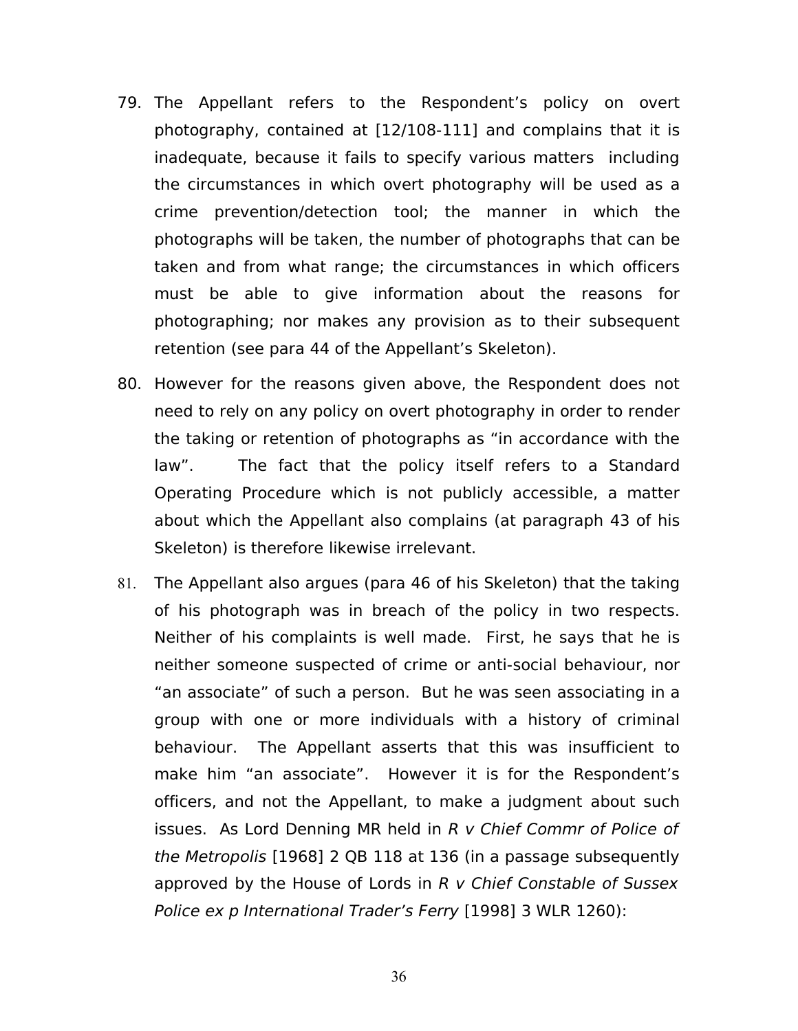79. The Appellant refers to the Respondent's policy on overt photography, contained at [12/108-111] and complains that it is inadequate, because it fails to specify various matters including the circumstances in which overt photography will be used as a crime prevention/detection tool; the manner in which the photographs will be taken, the number of photographs that can be taken and from what range; the circumstances in which officers must be able to give information about the reasons for photographing; nor makes any provision as to their subsequent retention (see para 44 of the Appellant's Skeleton).

80. However for the reasons given above, the Respondent does not need to rely on any policy on overt photography in order to render the taking or retention of photographs as "in accordance with the law". The fact that the policy itself refers to a Standard Operating Procedure which is not publicly accessible, a matter about which the Appellant also complains (at paragraph 43 of his Skeleton) is therefore likewise irrelevant.

81. The Appellant also argues (para 46 of his Skeleton) that the taking of his photograph was in breach of the policy in two respects. Neither of his complaints is well made. First, he says that he is neither someone suspected of crime or anti-social behaviour, nor "an associate" of such a person. But he was seen associating in a group with one or more individuals with a history of criminal behaviour. The Appellant asserts that this was insufficient to make him "an associate". However it is for the Respondent's officers, and not the Appellant, to make a judgment about such issues. As Lord Denning MR held in *R v Chief Commr of Police of the Metropolis* [1968] 2 QB 118 at 136 (in a passage subsequently approved by the House of Lords in *R v Chief Constable of Sussex Police ex p International Trader's Ferry* [1998] 3 WLR 1260):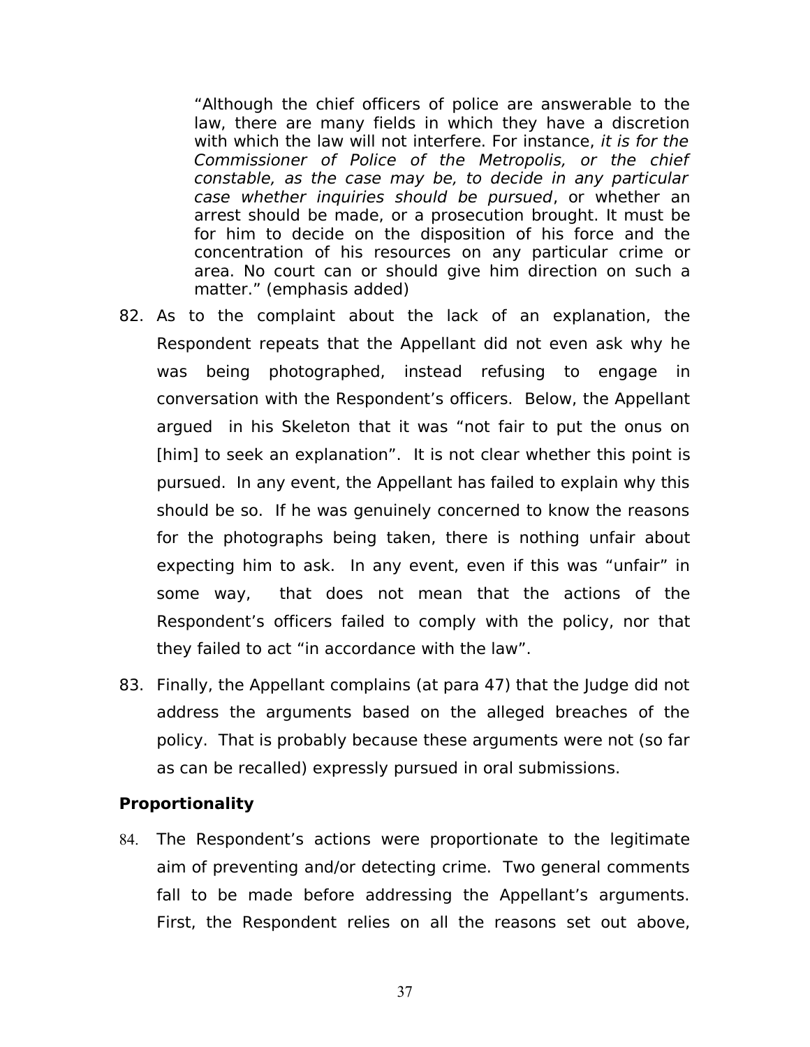> "Although the chief officers of police are answerable to the law, there are many fields in which they have a discretion with which the law will not interfere. For instance, *it is for the Commissioner of Police of the Metropolis, or the chief constable, as the case may be, to decide in any particular case whether inquiries should be pursued*, or whether an arrest should be made, or a prosecution brought. It must be for him to decide on the disposition of his force and the concentration of his resources on any particular crime or area. No court can or should give him direction on such a matter." (emphasis added)

82. As to the complaint about the lack of an explanation, the Respondent repeats that the Appellant did not even ask why he was being photographed, instead refusing to engage in conversation with the Respondent's officers. Below, the Appellant argued in his Skeleton that it was "not fair to put the onus on [him] to seek an explanation". It is not clear whether this point is pursued. In any event, the Appellant has failed to explain why this should be so. If he was genuinely concerned to know the reasons for the photographs being taken, there is nothing unfair about expecting him to ask. In any event, even if this was "unfair" in some way, that does not mean that the actions of the Respondent's officers failed to comply with the policy, nor that they failed to act "in accordance with the law".

83. Finally, the Appellant complains (at para 47) that the Judge did not address the arguments based on the alleged breaches of the policy. That is probably because these arguments were not (so far as can be recalled) expressly pursued in oral submissions.

**Proportionality**

84. The Respondent's actions were proportionate to the legitimate aim of preventing and/or detecting crime. Two general comments fall to be made before addressing the Appellant's arguments. First, the Respondent relies on all the reasons set out above,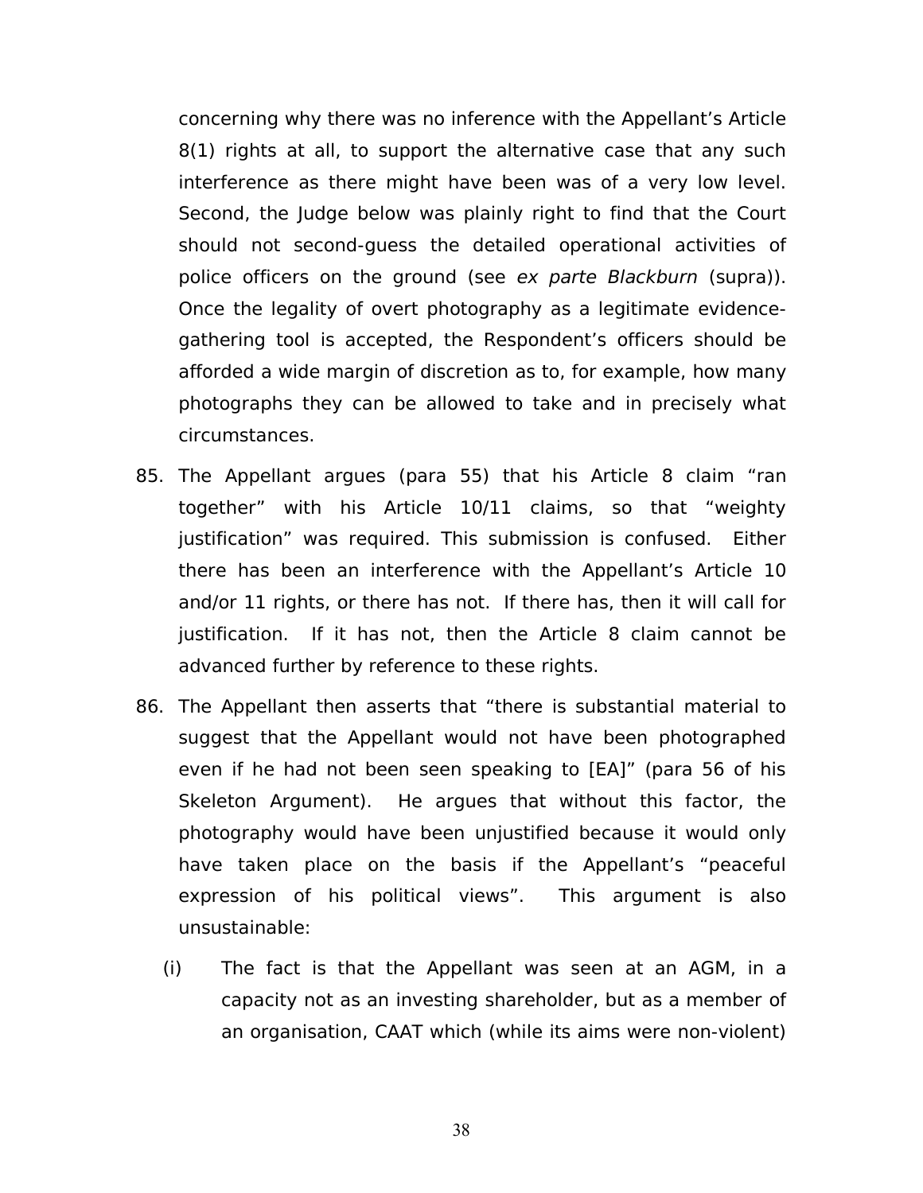concerning why there was no inference with the Appellant's Article 8(1) rights at all, to support the alternative case that any such interference as there might have been was of a very low level. Second, the Judge below was plainly right to find that the Court should not second-guess the detailed operational activities of police officers on the ground (see *ex parte Blackburn* (supra)). Once the legality of overt photography as a legitimate evidence-gathering tool is accepted, the Respondent's officers should be afforded a wide margin of discretion as to, for example, how many photographs they can be allowed to take and in precisely what circumstances.

85. The Appellant argues (para 55) that his Article 8 claim "ran together" with his Article 10/11 claims, so that "weighty justification" was required. This submission is confused. Either there has been an interference with the Appellant's Article 10 and/or 11 rights, or there has not. If there has, then it will call for justification. If it has not, then the Article 8 claim cannot be advanced further by reference to these rights.

86. The Appellant then asserts that "there is substantial material to suggest that the Appellant would not have been photographed even if he had not been seen speaking to [EA]" (para 56 of his Skeleton Argument). He argues that without this factor, the photography would have been unjustified because it would only have taken place on the basis if the Appellant's "peaceful expression of his political views". This argument is also unsustainable:

    (i) The fact is that the Appellant was seen at an AGM, in a capacity not as an investing shareholder, but as a member of an organisation, CAAT which (while its aims were non-violent)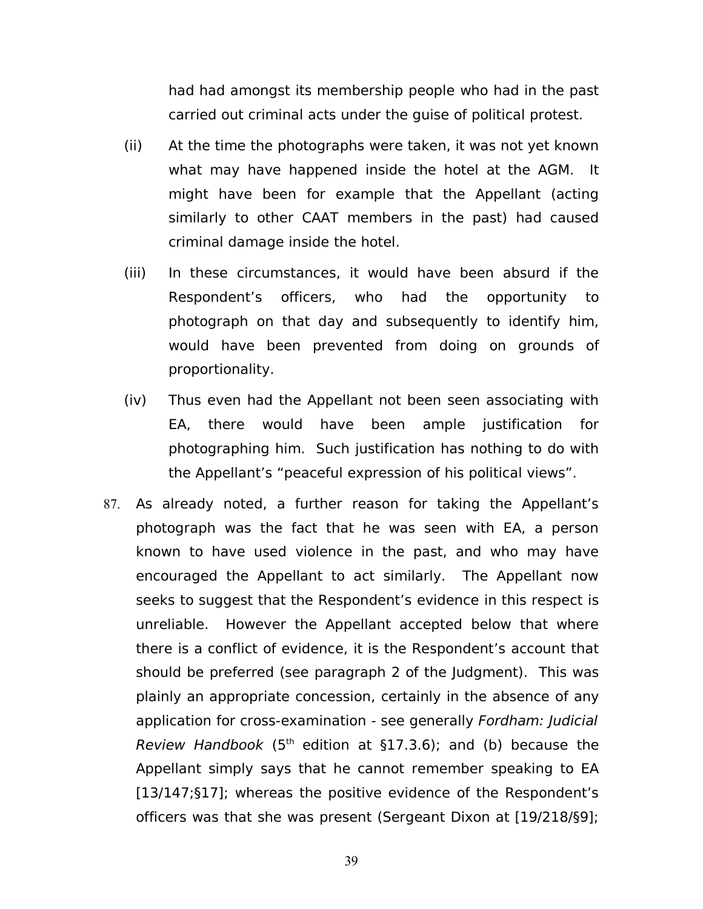had had amongst its membership people who had in the past carried out criminal acts under the guise of political protest.

(ii) At the time the photographs were taken, it was not yet known what may have happened inside the hotel at the AGM. It might have been for example that the Appellant (acting similarly to other CAAT members in the past) had caused criminal damage inside the hotel.

(iii) In these circumstances, it would have been absurd if the Respondent's officers, who had the opportunity to photograph on that day and subsequently to identify him, would have been prevented from doing on grounds of proportionality.

(iv) Thus even had the Appellant not been seen associating with EA, there would have been ample justification for photographing him. Such justification has nothing to do with the Appellant's "peaceful expression of his political views".

87. As already noted, a further reason for taking the Appellant's photograph was the fact that he was seen with EA, a person known to have used violence in the past, and who may have encouraged the Appellant to act similarly. The Appellant now seeks to suggest that the Respondent's evidence in this respect is unreliable. However the Appellant accepted below that where there is a conflict of evidence, it is the Respondent's account that should be preferred (see paragraph 2 of the Judgment). This was plainly an appropriate concession, certainly in the absence of any application for cross-examination - see generally *Fordham: Judicial Review Handbook* (5th edition at §17.3.6); and (b) because the Appellant simply says that he cannot remember speaking to EA [13/147;§17]; whereas the positive evidence of the Respondent's officers was that she was present (Sergeant Dixon at [19/218/§9];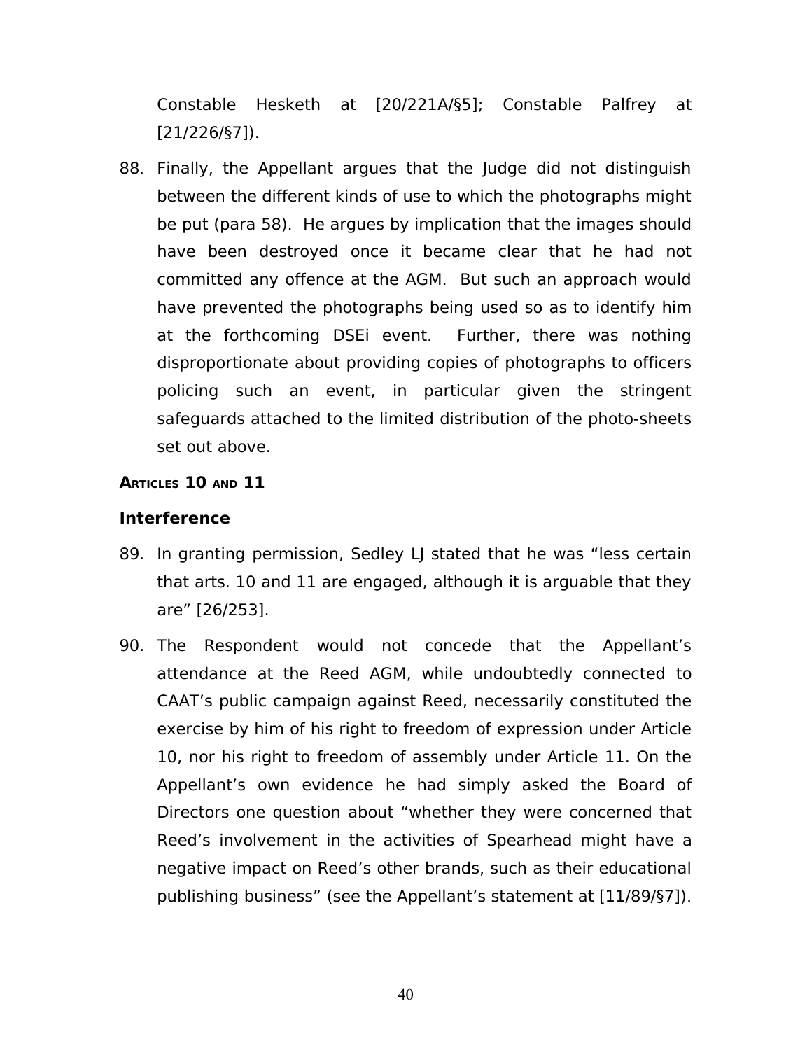Constable Hesketh at [20/221A/§5]; Constable Palfrey at [21/226/§7]).

88. Finally, the Appellant argues that the Judge did not distinguish between the different kinds of use to which the photographs might be put (para 58). He argues by implication that the images should have been destroyed once it became clear that he had not committed any offence at the AGM. But such an approach would have prevented the photographs being used so as to identify him at the forthcoming DSEi event. Further, there was nothing disproportionate about providing copies of photographs to officers policing such an event, in particular given the stringent safeguards attached to the limited distribution of the photo-sheets set out above.

## ARTICLES 10 AND 11

### Interference

89. In granting permission, Sedley LJ stated that he was "less certain that arts. 10 and 11 are engaged, although it is arguable that they are" [26/253].

90. The Respondent would not concede that the Appellant's attendance at the Reed AGM, while undoubtedly connected to CAAT's public campaign against Reed, necessarily constituted the exercise by him of his right to freedom of expression under Article 10, nor his right to freedom of assembly under Article 11. On the Appellant's own evidence he had simply asked the Board of Directors one question about "whether they were concerned that Reed's involvement in the activities of Spearhead might have a negative impact on Reed's other brands, such as their educational publishing business" (see the Appellant's statement at [11/89/§7]).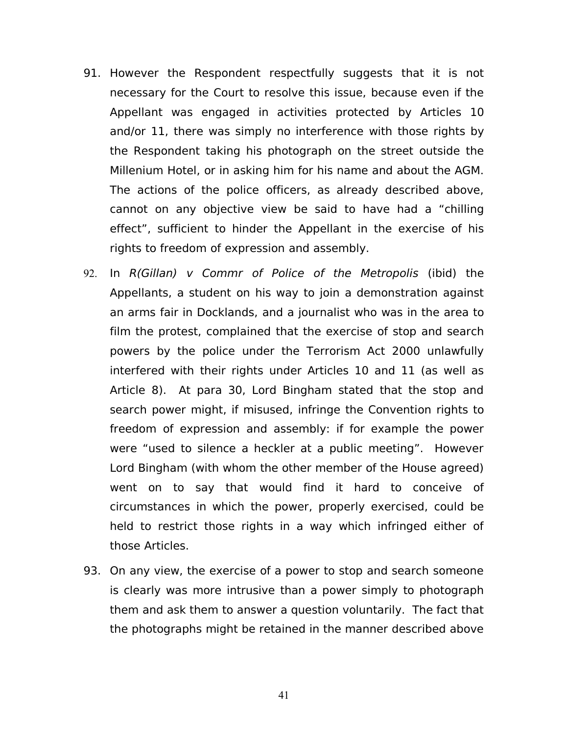91. However the Respondent respectfully suggests that it is not necessary for the Court to resolve this issue, because even if the Appellant was engaged in activities protected by Articles 10 and/or 11, there was simply no interference with those rights by the Respondent taking his photograph on the street outside the Millenium Hotel, or in asking him for his name and about the AGM. The actions of the police officers, as already described above, cannot on any objective view be said to have had a "chilling effect", sufficient to hinder the Appellant in the exercise of his rights to freedom of expression and assembly.

92. In *R(Gillan) v Commr of Police of the Metropolis* (ibid) the Appellants, a student on his way to join a demonstration against an arms fair in Docklands, and a journalist who was in the area to film the protest, complained that the exercise of stop and search powers by the police under the Terrorism Act 2000 unlawfully interfered with their rights under Articles 10 and 11 (as well as Article 8). At para 30, Lord Bingham stated that the stop and search power might, if misused, infringe the Convention rights to freedom of expression and assembly: if for example the power were "used to silence a heckler at a public meeting". However Lord Bingham (with whom the other member of the House agreed) went on to say that would find it hard to conceive of circumstances in which the power, properly exercised, could be held to restrict those rights in a way which infringed either of those Articles.

93. On any view, the exercise of a power to stop and search someone is clearly was more intrusive than a power simply to photograph them and ask them to answer a question voluntarily. The fact that the photographs might be retained in the manner described above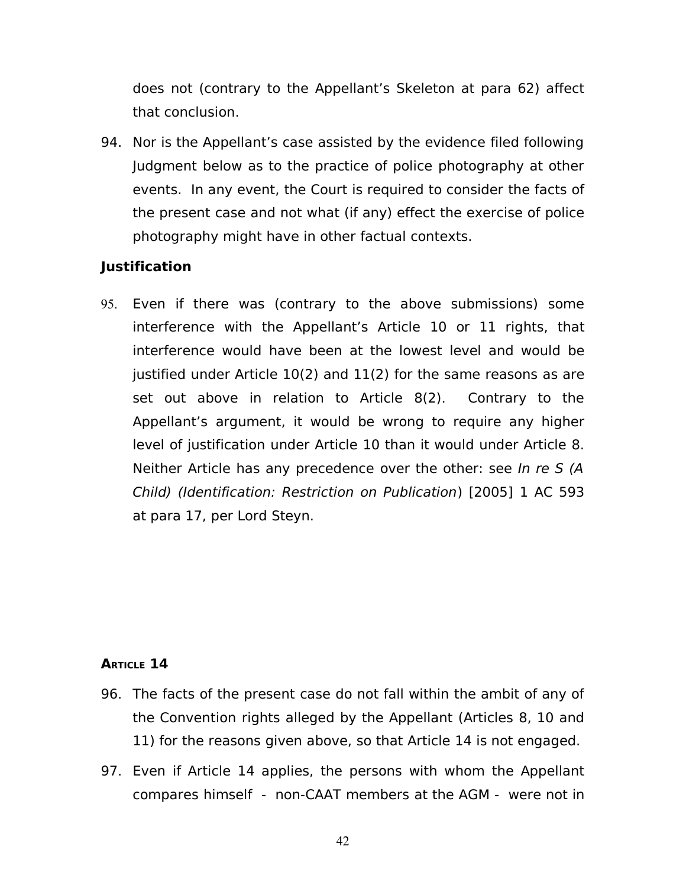does not (contrary to the Appellant's Skeleton at para 62) affect that conclusion.

94. Nor is the Appellant's case assisted by the evidence filed following Judgment below as to the practice of police photography at other events. In any event, the Court is required to consider the facts of the present case and not what (if any) effect the exercise of police photography might have in other factual contexts.

**Justification**

95. Even if there was (contrary to the above submissions) some interference with the Appellant's Article 10 or 11 rights, that interference would have been at the lowest level and would be justified under Article 10(2) and 11(2) for the same reasons as are set out above in relation to Article 8(2). Contrary to the Appellant's argument, it would be wrong to require any higher level of justification under Article 10 than it would under Article 8. Neither Article has any precedence over the other: see *In re S (A Child) (Identification: Restriction on Publication*) [2005] 1 AC 593 at para 17, per Lord Steyn.

**ARTICLE 14**

96. The facts of the present case do not fall within the ambit of any of the Convention rights alleged by the Appellant (Articles 8, 10 and 11) for the reasons given above, so that Article 14 is not engaged.

97. Even if Article 14 applies, the persons with whom the Appellant compares himself - non-CAAT members at the AGM - were not in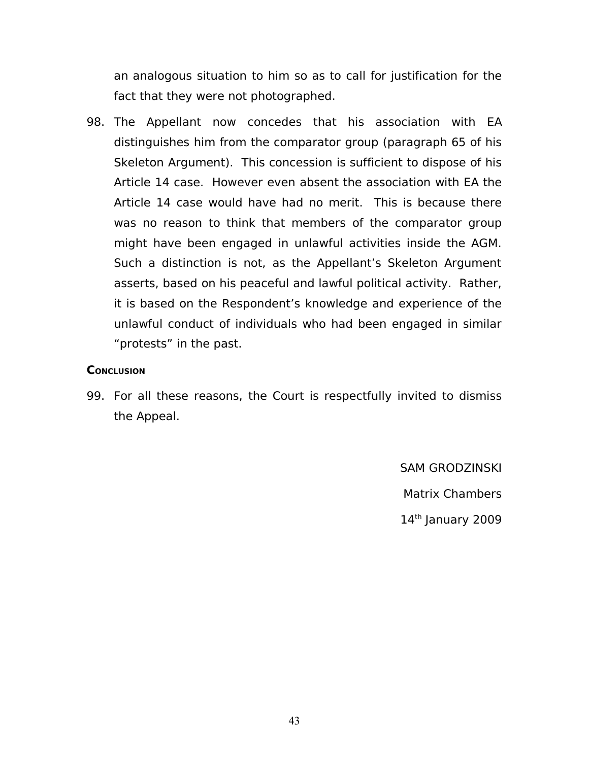an analogous situation to him so as to call for justification for the fact that they were not photographed.

98. The Appellant now concedes that his association with EA distinguishes him from the comparator group (paragraph 65 of his Skeleton Argument). This concession is sufficient to dispose of his Article 14 case. However even absent the association with EA the Article 14 case would have had no merit. This is because there was no reason to think that members of the comparator group might have been engaged in unlawful activities inside the AGM. Such a distinction is not, as the Appellant's Skeleton Argument asserts, based on his peaceful and lawful political activity. Rather, it is based on the Respondent's knowledge and experience of the unlawful conduct of individuals who had been engaged in similar "protests" in the past.

**CONCLUSION**

99. For all these reasons, the Court is respectfully invited to dismiss the Appeal.

SAM GRODZINSKI

Matrix Chambers

14th January 2009